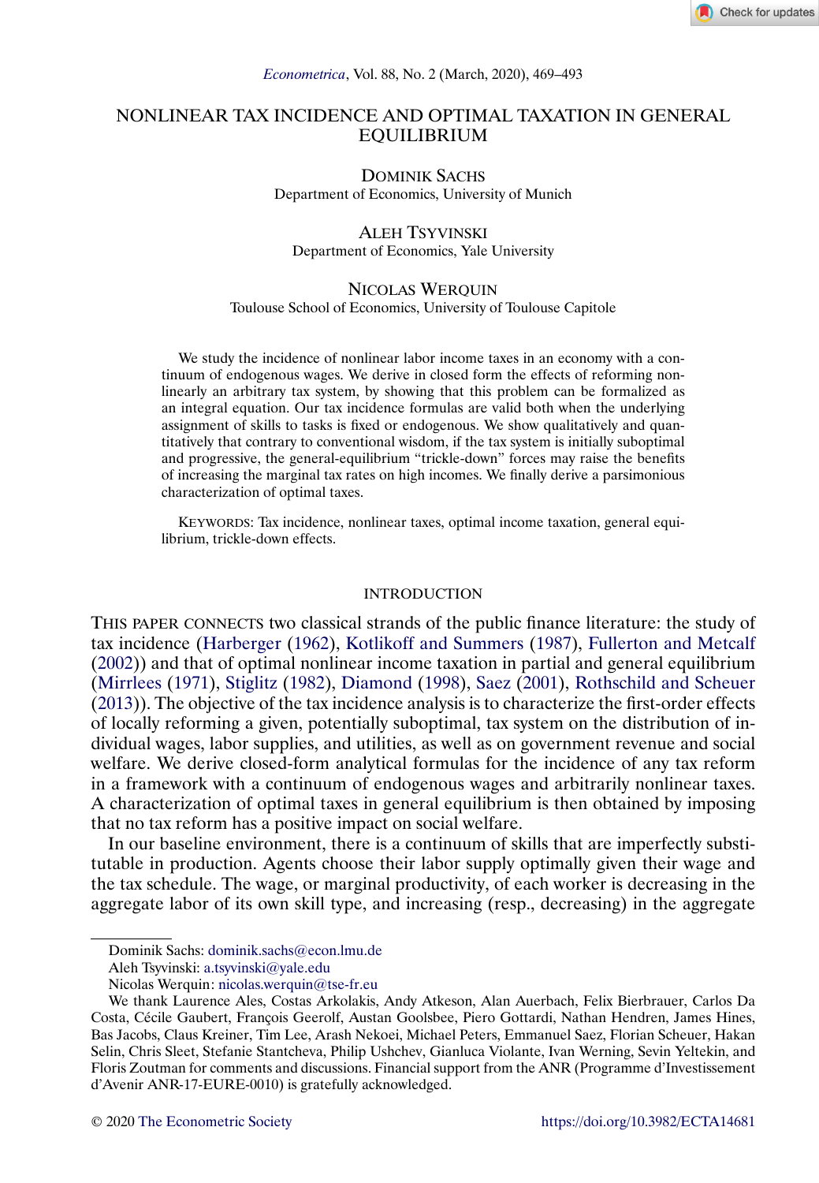# NONLINEAR TAX INCIDENCE AND OPTIMAL TAXATION IN GENERAL EQUILIBRIUM

DOMINIK SACHS
Department of Economics, University of Munich

ALEH TSYVINSKI
Department of Economics, Yale University

NICOLAS WERQUIN
Toulouse School of Economics, University of Toulouse Capitole

We study the incidence of nonlinear labor income taxes in an economy with a continuum of endogenous wages. We derive in closed form the effects of reforming nonlinearly an arbitrary tax system, by showing that this problem can be formalized as an integral equation. Our tax incidence formulas are valid both when the underlying assignment of skills to tasks is fixed or endogenous. We show qualitatively and quantitatively that contrary to conventional wisdom, if the tax system is initially suboptimal and progressive, the general-equilibrium "trickle-down" forces may raise the benefits of increasing the marginal tax rates on high incomes. We finally derive a parsimonious characterization of optimal taxes.

KEYWORDS: Tax incidence, nonlinear taxes, optimal income taxation, general equilibrium, trickle-down effects.

## INTRODUCTION

THIS PAPER CONNECTS two classical strands of the public finance literature: the study of tax incidence (Harberger (1962), Kotlikoff and Summers (1987), Fullerton and Metcalf (2002)) and that of optimal nonlinear income taxation in partial and general equilibrium (Mirrlees (1971), Stiglitz (1982), Diamond (1998), Saez (2001), Rothschild and Scheuer (2013)). The objective of the tax incidence analysis is to characterize the first-order effects of locally reforming a given, potentially suboptimal, tax system on the distribution of individual wages, labor supplies, and utilities, as well as on government revenue and social welfare. We derive closed-form analytical formulas for the incidence of any tax reform in a framework with a continuum of endogenous wages and arbitrarily nonlinear taxes. A characterization of optimal taxes in general equilibrium is then obtained by imposing that no tax reform has a positive impact on social welfare.

In our baseline environment, there is a continuum of skills that are imperfectly substitutable in production. Agents choose their labor supply optimally given their wage and the tax schedule. The wage, or marginal productivity, of each worker is decreasing in the aggregate labor of its own skill type, and increasing (resp., decreasing) in the aggregate

---

Dominik Sachs: dominik.sachs@econ.lmu.de
Aleh Tsyvinski: a.tsyvinski@yale.edu
Nicolas Werquin: nicolas.werquin@tse-fr.eu

We thank Laurence Ales, Costas Arkolakis, Andy Atkeson, Alan Auerbach, Felix Bierbrauer, Carlos Da Costa, Cécile Gaubert, François Geerolf, Austan Goolsbee, Piero Gottardi, Nathan Hendren, James Hines, Bas Jacobs, Claus Kreiner, Tim Lee, Arash Nekoei, Michael Peters, Emmanuel Saez, Florian Scheuer, Hakan Selin, Chris Sleet, Stefanie Stantcheva, Philip Ushchev, Gianluca Violante, Ivan Werning, Sevin Yeltekin, and Floris Zoutman for comments and discussions. Financial support from the ANR (Programme d'Investissement d'Avenir ANR-17-EURE-0010) is gratefully acknowledged.

© 2020 The Econometric Society https://doi.org/10.3982/ECTA14681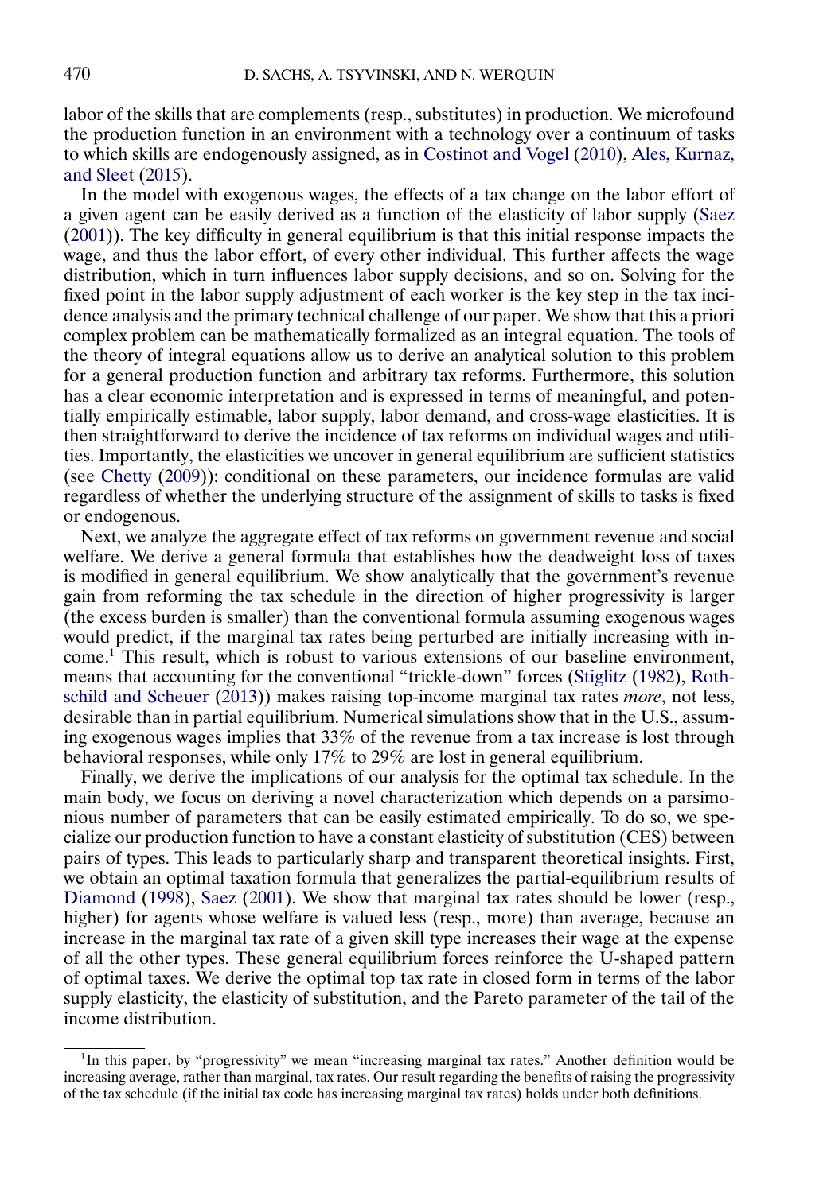labor of the skills that are complements (resp., substitutes) in production. We microfound the production function in an environment with a technology over a continuum of tasks to which skills are endogenously assigned, as in Costinot and Vogel (2010), Ales, Kurnaz, and Sleet (2015).

In the model with exogenous wages, the effects of a tax change on the labor effort of a given agent can be easily derived as a function of the elasticity of labor supply (Saez (2001)). The key difficulty in general equilibrium is that this initial response impacts the wage, and thus the labor effort, of every other individual. This further affects the wage distribution, which in turn influences labor supply decisions, and so on. Solving for the fixed point in the labor supply adjustment of each worker is the key step in the tax incidence analysis and the primary technical challenge of our paper. We show that this a priori complex problem can be mathematically formalized as an integral equation. The tools of the theory of integral equations allow us to derive an analytical solution to this problem for a general production function and arbitrary tax reforms. Furthermore, this solution has a clear economic interpretation and is expressed in terms of meaningful, and potentially empirically estimable, labor supply, labor demand, and cross-wage elasticities. It is then straightforward to derive the incidence of tax reforms on individual wages and utilities. Importantly, the elasticities we uncover in general equilibrium are sufficient statistics (see Chetty (2009)): conditional on these parameters, our incidence formulas are valid regardless of whether the underlying structure of the assignment of skills to tasks is fixed or endogenous.

Next, we analyze the aggregate effect of tax reforms on government revenue and social welfare. We derive a general formula that establishes how the deadweight loss of taxes is modified in general equilibrium. We show analytically that the government's revenue gain from reforming the tax schedule in the direction of higher progressivity is larger (the excess burden is smaller) than the conventional formula assuming exogenous wages would predict, if the marginal tax rates being perturbed are initially increasing with income.[1] This result, which is robust to various extensions of our baseline environment, means that accounting for the conventional "trickle-down" forces (Stiglitz (1982), Rothschild and Scheuer (2013)) makes raising top-income marginal tax rates *more*, not less, desirable than in partial equilibrium. Numerical simulations show that in the U.S., assuming exogenous wages implies that 33% of the revenue from a tax increase is lost through behavioral responses, while only 17% to 29% are lost in general equilibrium.

Finally, we derive the implications of our analysis for the optimal tax schedule. In the main body, we focus on deriving a novel characterization which depends on a parsimonious number of parameters that can be easily estimated empirically. To do so, we specialize our production function to have a constant elasticity of substitution (CES) between pairs of types. This leads to particularly sharp and transparent theoretical insights. First, we obtain an optimal taxation formula that generalizes the partial-equilibrium results of Diamond (1998), Saez (2001). We show that marginal tax rates should be lower (resp., higher) for agents whose welfare is valued less (resp., more) than average, because an increase in the marginal tax rate of a given skill type increases their wage at the expense of all the other types. These general equilibrium forces reinforce the U-shaped pattern of optimal taxes. We derive the optimal top tax rate in closed form in terms of the labor supply elasticity, the elasticity of substitution, and the Pareto parameter of the tail of the income distribution.

[1] In this paper, by "progressivity" we mean "increasing marginal tax rates." Another definition would be increasing average, rather than marginal, tax rates. Our result regarding the benefits of raising the progressivity of the tax schedule (if the initial tax code has increasing marginal tax rates) holds under both definitions.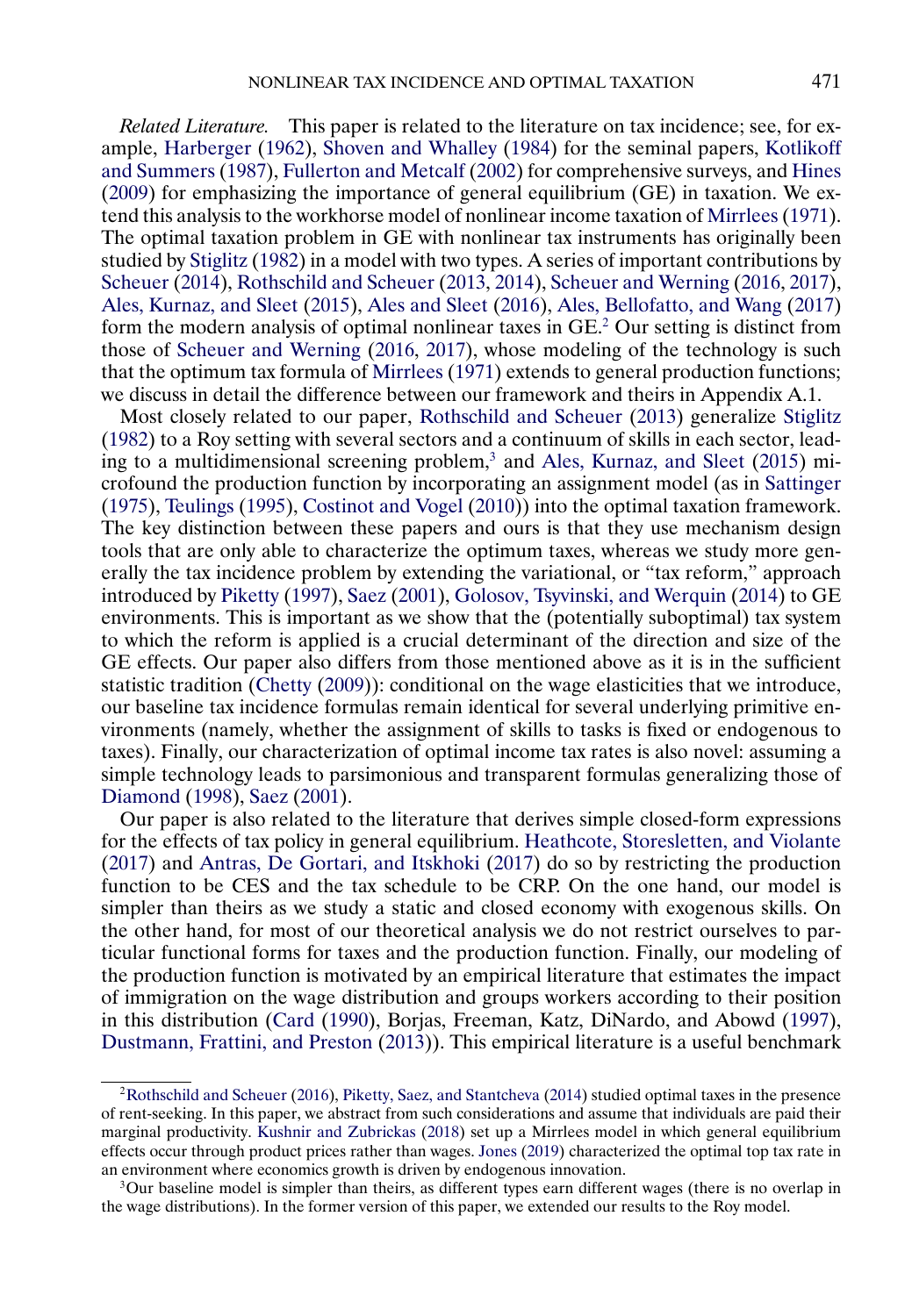*Related Literature.* This paper is related to the literature on tax incidence; see, for example, Harberger (1962), Shoven and Whalley (1984) for the seminal papers, Kotlikoff and Summers (1987), Fullerton and Metcalf (2002) for comprehensive surveys, and Hines (2009) for emphasizing the importance of general equilibrium (GE) in taxation. We extend this analysis to the workhorse model of nonlinear income taxation of Mirrlees (1971). The optimal taxation problem in GE with nonlinear tax instruments has originally been studied by Stiglitz (1982) in a model with two types. A series of important contributions by Scheuer (2014), Rothschild and Scheuer (2013, 2014), Scheuer and Werning (2016, 2017), Ales, Kurnaz, and Sleet (2015), Ales and Sleet (2016), Ales, Bellofatto, and Wang (2017) form the modern analysis of optimal nonlinear taxes in GE.[2] Our setting is distinct from those of Scheuer and Werning (2016, 2017), whose modeling of the technology is such that the optimum tax formula of Mirrlees (1971) extends to general production functions; we discuss in detail the difference between our framework and theirs in Appendix A.1.

Most closely related to our paper, Rothschild and Scheuer (2013) generalize Stiglitz (1982) to a Roy setting with several sectors and a continuum of skills in each sector, leading to a multidimensional screening problem,[3] and Ales, Kurnaz, and Sleet (2015) microfound the production function by incorporating an assignment model (as in Sattinger (1975), Teulings (1995), Costinot and Vogel (2010)) into the optimal taxation framework. The key distinction between these papers and ours is that they use mechanism design tools that are only able to characterize the optimum taxes, whereas we study more generally the tax incidence problem by extending the variational, or "tax reform," approach introduced by Piketty (1997), Saez (2001), Golosov, Tsyvinski, and Werquin (2014) to GE environments. This is important as we show that the (potentially suboptimal) tax system to which the reform is applied is a crucial determinant of the direction and size of the GE effects. Our paper also differs from those mentioned above as it is in the sufficient statistic tradition (Chetty (2009)): conditional on the wage elasticities that we introduce, our baseline tax incidence formulas remain identical for several underlying primitive environments (namely, whether the assignment of skills to tasks is fixed or endogenous to taxes). Finally, our characterization of optimal income tax rates is also novel: assuming a simple technology leads to parsimonious and transparent formulas generalizing those of Diamond (1998), Saez (2001).

Our paper is also related to the literature that derives simple closed-form expressions for the effects of tax policy in general equilibrium. Heathcote, Storesletten, and Violante (2017) and Antras, De Gortari, and Itskhoki (2017) do so by restricting the production function to be CES and the tax schedule to be CRP. On the one hand, our model is simpler than theirs as we study a static and closed economy with exogenous skills. On the other hand, for most of our theoretical analysis we do not restrict ourselves to particular functional forms for taxes and the production function. Finally, our modeling of the production function is motivated by an empirical literature that estimates the impact of immigration on the wage distribution and groups workers according to their position in this distribution (Card (1990), Borjas, Freeman, Katz, DiNardo, and Abowd (1997), Dustmann, Frattini, and Preston (2013)). This empirical literature is a useful benchmark

[2] Rothschild and Scheuer (2016), Piketty, Saez, and Stantcheva (2014) studied optimal taxes in the presence of rent-seeking. In this paper, we abstract from such considerations and assume that individuals are paid their marginal productivity. Kushnir and Zubrickas (2018) set up a Mirrlees model in which general equilibrium effects occur through product prices rather than wages. Jones (2019) characterized the optimal top tax rate in an environment where economics growth is driven by endogenous innovation.

[3] Our baseline model is simpler than theirs, as different types earn different wages (there is no overlap in the wage distributions). In the former version of this paper, we extended our results to the Roy model.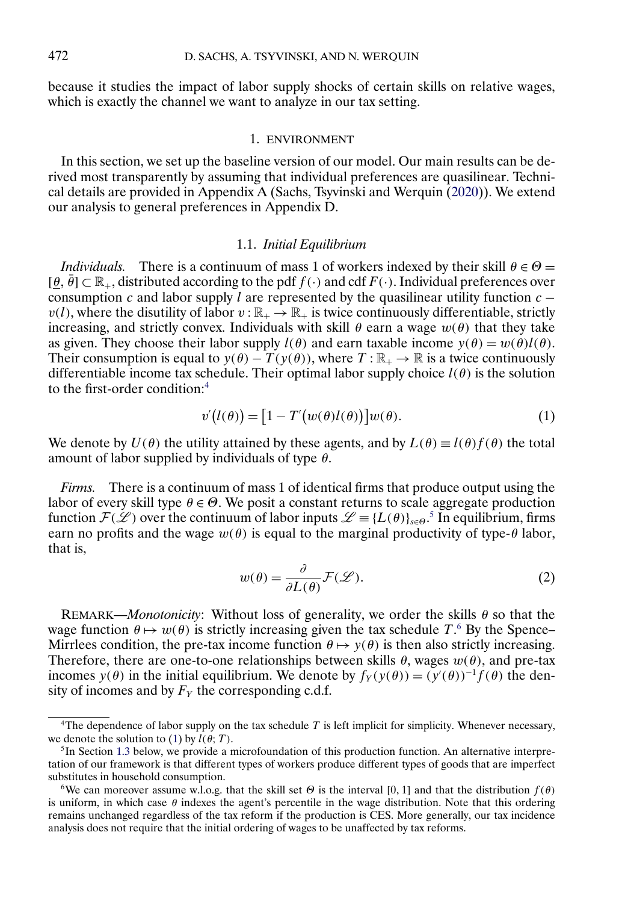because it studies the impact of labor supply shocks of certain skills on relative wages, which is exactly the channel we want to analyze in our tax setting.

## 1. ENVIRONMENT

In this section, we set up the baseline version of our model. Our main results can be derived most transparently by assuming that individual preferences are quasilinear. Technical details are provided in Appendix A (Sachs, Tsyvinski and Werquin (2020)). We extend our analysis to general preferences in Appendix D.

### 1.1. *Initial Equilibrium*

*Individuals.* There is a continuum of mass 1 of workers indexed by their skill $\theta \in \Theta = [\underline{\theta}, \bar{\theta}] \subset \mathbb{R}_+$, distributed according to the pdf $f(\cdot)$ and cdf $F(\cdot)$. Individual preferences over consumption $c$ and labor supply $l$ are represented by the quasilinear utility function $c - v(l)$, where the disutility of labor $v : \mathbb{R}_+ \to \mathbb{R}_+$ is twice continuously differentiable, strictly increasing, and strictly convex. Individuals with skill $\theta$ earn a wage $w(\theta)$ that they take as given. They choose their labor supply $l(\theta)$ and earn taxable income $y(\theta) = w(\theta)l(\theta)$. Their consumption is equal to $y(\theta) - T(y(\theta))$, where $T : \mathbb{R}_+ \to \mathbb{R}$ is a twice continuously differentiable income tax schedule. Their optimal labor supply choice $l(\theta)$ is the solution to the first-order condition:[4]

$$v'\big(l(\theta)\big) = \big[1 - T'\big(w(\theta)l(\theta)\big)\big]w(\theta). \tag{1}$$

We denote by $U(\theta)$ the utility attained by these agents, and by $L(\theta) \equiv l(\theta)f(\theta)$ the total amount of labor supplied by individuals of type $\theta$.

*Firms.* There is a continuum of mass 1 of identical firms that produce output using the labor of every skill type $\theta \in \Theta$. We posit a constant returns to scale aggregate production function $\mathcal{F}(\mathscr{L})$ over the continuum of labor inputs $\mathscr{L} \equiv \{L(\theta)\}_{s\in\Theta}$.[5] In equilibrium, firms earn no profits and the wage $w(\theta)$ is equal to the marginal productivity of type-$\theta$ labor, that is,

$$w(\theta) = \frac{\partial}{\partial L(\theta)}\mathcal{F}(\mathscr{L}). \tag{2}$$

REMARK—*Monotonicity*: Without loss of generality, we order the skills $\theta$ so that the wage function $\theta \mapsto w(\theta)$ is strictly increasing given the tax schedule $T$.[6] By the Spence–Mirrlees condition, the pre-tax income function $\theta \mapsto y(\theta)$ is then also strictly increasing. Therefore, there are one-to-one relationships between skills $\theta$, wages $w(\theta)$, and pre-tax incomes $y(\theta)$ in the initial equilibrium. We denote by $f_Y(y(\theta)) = (y'(\theta))^{-1}f(\theta)$ the density of incomes and by $F_Y$ the corresponding c.d.f.

---

[4] The dependence of labor supply on the tax schedule $T$ is left implicit for simplicity. Whenever necessary, we denote the solution to (1) by $l(\theta; T)$.

[5] In Section 1.3 below, we provide a microfoundation of this production function. An alternative interpretation of our framework is that different types of workers produce different types of goods that are imperfect substitutes in household consumption.

[6] We can moreover assume w.l.o.g. that the skill set $\Theta$ is the interval $[0, 1]$ and that the distribution $f(\theta)$ is uniform, in which case $\theta$ indexes the agent's percentile in the wage distribution. Note that this ordering remains unchanged regardless of the tax reform if the production is CES. More generally, our tax incidence analysis does not require that the initial ordering of wages to be unaffected by tax reforms.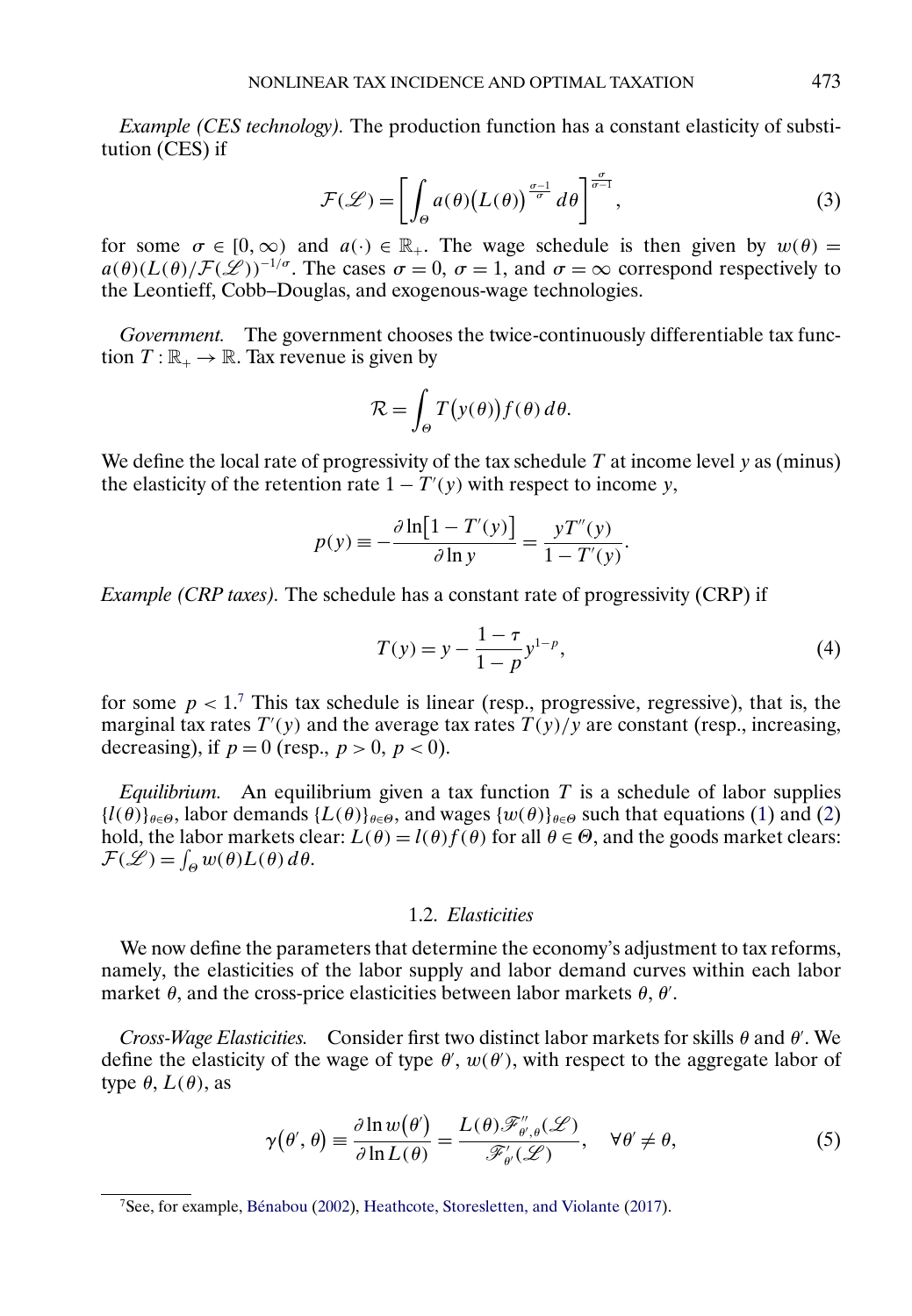*Example (CES technology).* The production function has a constant elasticity of substitution (CES) if

$$\mathcal{F}(\mathscr{L}) = \left[ \int_{\Theta} a(\theta) \big( L(\theta) \big)^{\frac{\sigma-1}{\sigma}} \, d\theta \right]^{\frac{\sigma}{\sigma-1}}, \tag{3}$$

for some $\sigma \in [0, \infty)$ and $a(\cdot) \in \mathbb{R}_+$. The wage schedule is then given by $w(\theta) = a(\theta)(L(\theta)/\mathcal{F}(\mathscr{L}))^{-1/\sigma}$. The cases $\sigma = 0$, $\sigma = 1$, and $\sigma = \infty$ correspond respectively to the Leontieff, Cobb–Douglas, and exogenous-wage technologies.

*Government.* The government chooses the twice-continuously differentiable tax function $T : \mathbb{R}_+ \to \mathbb{R}$. Tax revenue is given by

$$\mathcal{R} = \int_{\Theta} T\big(y(\theta)\big) f(\theta) \, d\theta.$$

We define the local rate of progressivity of the tax schedule $T$ at income level $y$ as (minus) the elasticity of the retention rate $1 - T'(y)$ with respect to income $y$,

$$p(y) \equiv -\frac{\partial \ln\big[1 - T'(y)\big]}{\partial \ln y} = \frac{y T''(y)}{1 - T'(y)}.$$

*Example (CRP taxes).* The schedule has a constant rate of progressivity (CRP) if

$$T(y) = y - \frac{1-\tau}{1-p} y^{1-p}, \tag{4}$$

for some $p < 1$.[7] This tax schedule is linear (resp., progressive, regressive), that is, the marginal tax rates $T'(y)$ and the average tax rates $T(y)/y$ are constant (resp., increasing, decreasing), if $p = 0$ (resp., $p > 0$, $p < 0$).

*Equilibrium.* An equilibrium given a tax function $T$ is a schedule of labor supplies $\{l(\theta)\}_{\theta \in \Theta}$, labor demands $\{L(\theta)\}_{\theta \in \Theta}$, and wages $\{w(\theta)\}_{\theta \in \Theta}$ such that equations (1) and (2) hold, the labor markets clear: $L(\theta) = l(\theta) f(\theta)$ for all $\theta \in \Theta$, and the goods market clears: $\mathcal{F}(\mathscr{L}) = \int_{\Theta} w(\theta) L(\theta) \, d\theta$.

### 1.2. *Elasticities*

We now define the parameters that determine the economy's adjustment to tax reforms, namely, the elasticities of the labor supply and labor demand curves within each labor market $\theta$, and the cross-price elasticities between labor markets $\theta$, $\theta'$.

*Cross-Wage Elasticities.* Consider first two distinct labor markets for skills $\theta$ and $\theta'$. We define the elasticity of the wage of type $\theta'$, $w(\theta')$, with respect to the aggregate labor of type $\theta$, $L(\theta)$, as

$$\gamma\big(\theta', \theta\big) \equiv \frac{\partial \ln w\big(\theta'\big)}{\partial \ln L(\theta)} = \frac{L(\theta) \mathscr{F}''_{\theta', \theta}(\mathscr{L})}{\mathscr{F}'_{\theta'}(\mathscr{L})}, \quad \forall \theta' \neq \theta, \tag{5}$$

[7] See, for example, Bénabou (2002), Heathcote, Storesletten, and Violante (2017).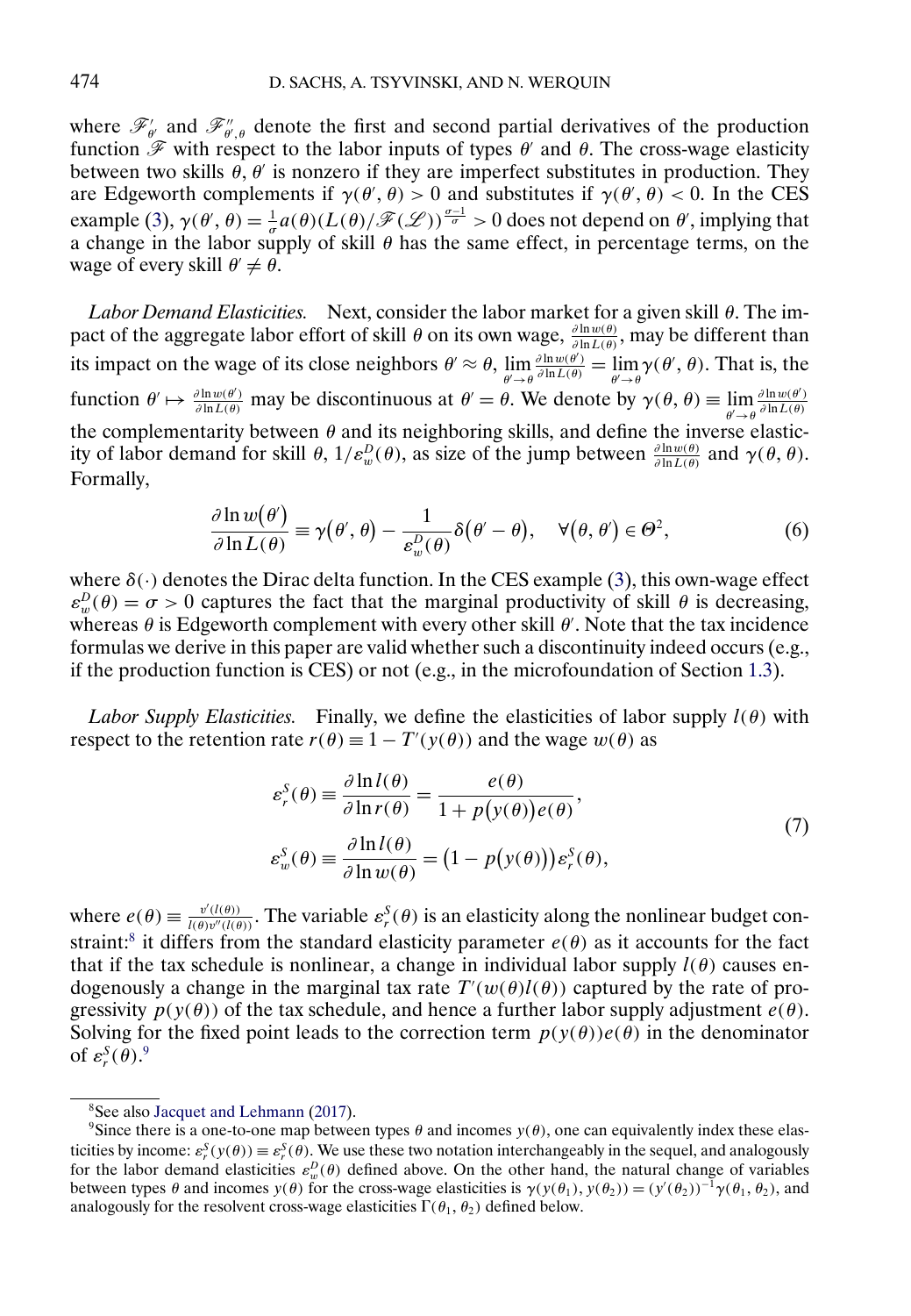where $\mathscr{F}'_{\theta'}$ and $\mathscr{F}''_{\theta',\theta}$ denote the first and second partial derivatives of the production function $\mathscr{F}$ with respect to the labor inputs of types $\theta'$ and $\theta$. The cross-wage elasticity between two skills $\theta, \theta'$ is nonzero if they are imperfect substitutes in production. They are Edgeworth complements if $\gamma(\theta', \theta) > 0$ and substitutes if $\gamma(\theta', \theta) < 0$. In the CES example (3), $\gamma(\theta', \theta) = \frac{1}{\sigma} a(\theta)(L(\theta)/\mathscr{F}(\mathscr{L}))^{\frac{\sigma-1}{\sigma}} > 0$ does not depend on $\theta'$, implying that a change in the labor supply of skill $\theta$ has the same effect, in percentage terms, on the wage of every skill $\theta' \neq \theta$.

*Labor Demand Elasticities.* Next, consider the labor market for a given skill $\theta$. The impact of the aggregate labor effort of skill $\theta$ on its own wage, $\frac{\partial \ln w(\theta)}{\partial \ln L(\theta)}$, may be different than its impact on the wage of its close neighbors $\theta' \approx \theta$, $\lim_{\theta' \to \theta} \frac{\partial \ln w(\theta')}{\partial \ln L(\theta)} = \lim_{\theta' \to \theta} \gamma(\theta', \theta)$. That is, the function $\theta' \mapsto \frac{\partial \ln w(\theta')}{\partial \ln L(\theta)}$ may be discontinuous at $\theta' = \theta$. We denote by $\gamma(\theta, \theta) \equiv \lim_{\theta' \to \theta} \frac{\partial \ln w(\theta')}{\partial \ln L(\theta)}$ the complementarity between $\theta$ and its neighboring skills, and define the inverse elasticity of labor demand for skill $\theta$, $1/\varepsilon_w^D(\theta)$, as size of the jump between $\frac{\partial \ln w(\theta)}{\partial \ln L(\theta)}$ and $\gamma(\theta, \theta)$. Formally,

$$\frac{\partial \ln w(\theta')}{\partial \ln L(\theta)} \equiv \gamma(\theta', \theta) - \frac{1}{\varepsilon_w^D(\theta)} \delta(\theta' - \theta), \quad \forall (\theta, \theta') \in \Theta^2, \tag{6}$$

where $\delta(\cdot)$ denotes the Dirac delta function. In the CES example (3), this own-wage effect $\varepsilon_w^D(\theta) = \sigma > 0$ captures the fact that the marginal productivity of skill $\theta$ is decreasing, whereas $\theta$ is Edgeworth complement with every other skill $\theta'$. Note that the tax incidence formulas we derive in this paper are valid whether such a discontinuity indeed occurs (e.g., if the production function is CES) or not (e.g., in the microfoundation of Section 1.3).

*Labor Supply Elasticities.* Finally, we define the elasticities of labor supply $l(\theta)$ with respect to the retention rate $r(\theta) \equiv 1 - T'(y(\theta))$ and the wage $w(\theta)$ as

$$\begin{aligned} \varepsilon_r^S(\theta) &\equiv \frac{\partial \ln l(\theta)}{\partial \ln r(\theta)} = \frac{e(\theta)}{1 + p(y(\theta))e(\theta)}, \\ \varepsilon_w^S(\theta) &\equiv \frac{\partial \ln l(\theta)}{\partial \ln w(\theta)} = (1 - p(y(\theta)))\varepsilon_r^S(\theta), \end{aligned} \tag{7}$$

where $e(\theta) \equiv \frac{v'(l(\theta))}{l(\theta)v''(l(\theta))}$. The variable $\varepsilon_r^S(\theta)$ is an elasticity along the nonlinear budget constraint:[8] it differs from the standard elasticity parameter $e(\theta)$ as it accounts for the fact that if the tax schedule is nonlinear, a change in individual labor supply $l(\theta)$ causes endogenously a change in the marginal tax rate $T'(w(\theta)l(\theta))$ captured by the rate of progressivity $p(y(\theta))$ of the tax schedule, and hence a further labor supply adjustment $e(\theta)$. Solving for the fixed point leads to the correction term $p(y(\theta))e(\theta)$ in the denominator of $\varepsilon_r^S(\theta)$.[9]

[8] See also Jacquet and Lehmann (2017).

[9] Since there is a one-to-one map between types $\theta$ and incomes $y(\theta)$, one can equivalently index these elasticities by income: $\varepsilon_r^S(y(\theta)) \equiv \varepsilon_r^S(\theta)$. We use these two notation interchangeably in the sequel, and analogously for the labor demand elasticities $\varepsilon_w^D(\theta)$ defined above. On the other hand, the natural change of variables between types $\theta$ and incomes $y(\theta)$ for the cross-wage elasticities is $\gamma(y(\theta_1), y(\theta_2)) = (y'(\theta_2))^{-1}\gamma(\theta_1, \theta_2)$, and analogously for the resolvent cross-wage elasticities $\Gamma(\theta_1, \theta_2)$ defined below.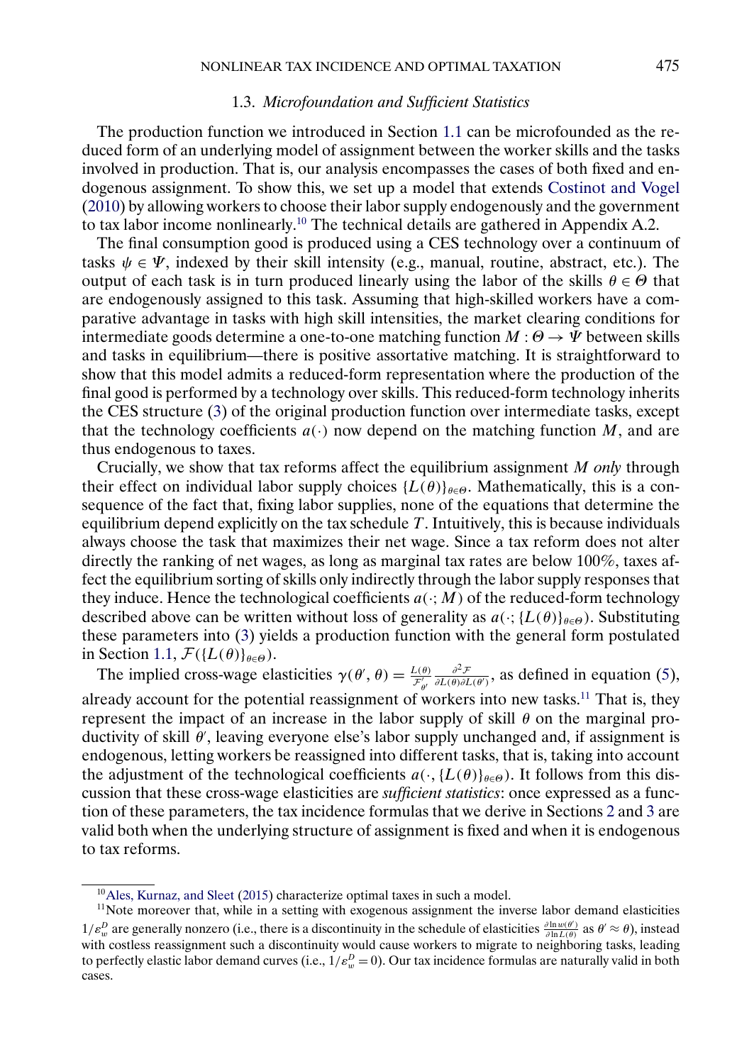### 1.3. *Microfoundation and Sufficient Statistics*

The production function we introduced in Section 1.1 can be microfounded as the reduced form of an underlying model of assignment between the worker skills and the tasks involved in production. That is, our analysis encompasses the cases of both fixed and endogenous assignment. To show this, we set up a model that extends Costinot and Vogel (2010) by allowing workers to choose their labor supply endogenously and the government to tax labor income nonlinearly.[10] The technical details are gathered in Appendix A.2.

The final consumption good is produced using a CES technology over a continuum of tasks $\psi \in \Psi$, indexed by their skill intensity (e.g., manual, routine, abstract, etc.). The output of each task is in turn produced linearly using the labor of the skills $\theta \in \Theta$ that are endogenously assigned to this task. Assuming that high-skilled workers have a comparative advantage in tasks with high skill intensities, the market clearing conditions for intermediate goods determine a one-to-one matching function $M : \Theta \to \Psi$ between skills and tasks in equilibrium—there is positive assortative matching. It is straightforward to show that this model admits a reduced-form representation where the production of the final good is performed by a technology over skills. This reduced-form technology inherits the CES structure (3) of the original production function over intermediate tasks, except that the technology coefficients $a(\cdot)$ now depend on the matching function $M$, and are thus endogenous to taxes.

Crucially, we show that tax reforms affect the equilibrium assignment $M$ *only* through their effect on individual labor supply choices $\{L(\theta)\}_{\theta\in\Theta}$. Mathematically, this is a consequence of the fact that, fixing labor supplies, none of the equations that determine the equilibrium depend explicitly on the tax schedule $T$. Intuitively, this is because individuals always choose the task that maximizes their net wage. Since a tax reform does not alter directly the ranking of net wages, as long as marginal tax rates are below 100%, taxes affect the equilibrium sorting of skills only indirectly through the labor supply responses that they induce. Hence the technological coefficients $a(\cdot; M)$ of the reduced-form technology described above can be written without loss of generality as $a(\cdot; \{L(\theta)\}_{\theta\in\Theta})$. Substituting these parameters into (3) yields a production function with the general form postulated in Section 1.1, $\mathcal{F}(\{L(\theta)\}_{\theta\in\Theta})$.

The implied cross-wage elasticities $\gamma(\theta', \theta) = \frac{L(\theta)}{\mathcal{F}'_{\theta'}} \frac{\partial^2 \mathcal{F}}{\partial L(\theta) \partial L(\theta')}$, as defined in equation (5), already account for the potential reassignment of workers into new tasks.[11] That is, they represent the impact of an increase in the labor supply of skill $\theta$ on the marginal productivity of skill $\theta'$, leaving everyone else's labor supply unchanged and, if assignment is endogenous, letting workers be reassigned into different tasks, that is, taking into account the adjustment of the technological coefficients $a(\cdot, \{L(\theta)\}_{\theta\in\Theta})$. It follows from this discussion that these cross-wage elasticities are *sufficient statistics*: once expressed as a function of these parameters, the tax incidence formulas that we derive in Sections 2 and 3 are valid both when the underlying structure of assignment is fixed and when it is endogenous to tax reforms.

---

[10] Ales, Kurnaz, and Sleet (2015) characterize optimal taxes in such a model.

[11] Note moreover that, while in a setting with exogenous assignment the inverse labor demand elasticities $1/\varepsilon_w^D$ are generally nonzero (i.e., there is a discontinuity in the schedule of elasticities $\frac{\partial \ln w(\theta')}{\partial \ln L(\theta)}$ as $\theta' \approx \theta$), instead with costless reassignment such a discontinuity would cause workers to migrate to neighboring tasks, leading to perfectly elastic labor demand curves (i.e., $1/\varepsilon_w^D = 0$). Our tax incidence formulas are naturally valid in both cases.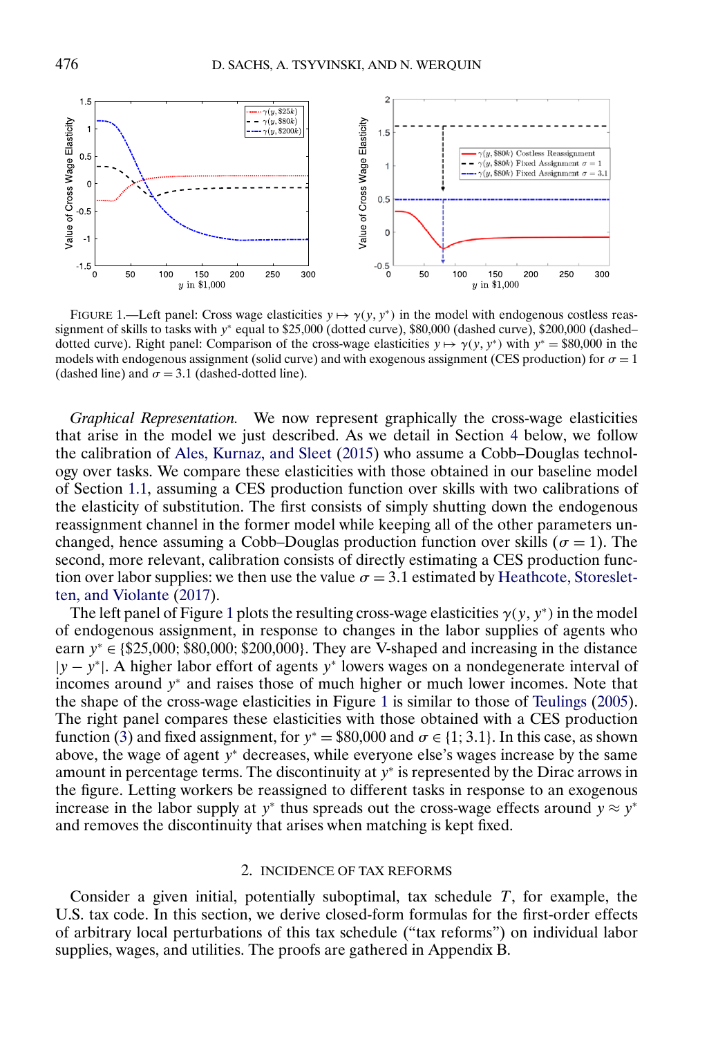FIGURE 1.—Left panel: Cross wage elasticities $y \mapsto \gamma(y, y^*)$ in the model with endogenous costless reassignment of skills to tasks with $y^*$ equal to \$25,000 (dotted curve), \$80,000 (dashed curve), \$200,000 (dashed–dotted curve). Right panel: Comparison of the cross-wage elasticities $y \mapsto \gamma(y, y^*)$ with $y^* = \$80{,}000$ in the models with endogenous assignment (solid curve) and with exogenous assignment (CES production) for $\sigma = 1$ (dashed line) and $\sigma = 3.1$ (dashed-dotted line).

*Graphical Representation.* We now represent graphically the cross-wage elasticities that arise in the model we just described. As we detail in Section 4 below, we follow the calibration of Ales, Kurnaz, and Sleet (2015) who assume a Cobb–Douglas technology over tasks. We compare these elasticities with those obtained in our baseline model of Section 1.1, assuming a CES production function over skills with two calibrations of the elasticity of substitution. The first consists of simply shutting down the endogenous reassignment channel in the former model while keeping all of the other parameters unchanged, hence assuming a Cobb–Douglas production function over skills ($\sigma = 1$). The second, more relevant, calibration consists of directly estimating a CES production function over labor supplies: we then use the value $\sigma = 3.1$ estimated by Heathcote, Storesletten, and Violante (2017).

The left panel of Figure 1 plots the resulting cross-wage elasticities $\gamma(y, y^*)$ in the model of endogenous assignment, in response to changes in the labor supplies of agents who earn $y^* \in \{\$25{,}000; \$80{,}000; \$200{,}000\}$. They are V-shaped and increasing in the distance $|y - y^*|$. A higher labor effort of agents $y^*$ lowers wages on a nondegenerate interval of incomes around $y^*$ and raises those of much higher or much lower incomes. Note that the shape of the cross-wage elasticities in Figure 1 is similar to those of Teulings (2005). The right panel compares these elasticities with those obtained with a CES production function (3) and fixed assignment, for $y^* = \$80{,}000$ and $\sigma \in \{1; 3.1\}$. In this case, as shown above, the wage of agent $y^*$ decreases, while everyone else's wages increase by the same amount in percentage terms. The discontinuity at $y^*$ is represented by the Dirac arrows in the figure. Letting workers be reassigned to different tasks in response to an exogenous increase in the labor supply at $y^*$ thus spreads out the cross-wage effects around $y \approx y^*$ and removes the discontinuity that arises when matching is kept fixed.

## 2. INCIDENCE OF TAX REFORMS

Consider a given initial, potentially suboptimal, tax schedule $T$, for example, the U.S. tax code. In this section, we derive closed-form formulas for the first-order effects of arbitrary local perturbations of this tax schedule ("tax reforms") on individual labor supplies, wages, and utilities. The proofs are gathered in Appendix B.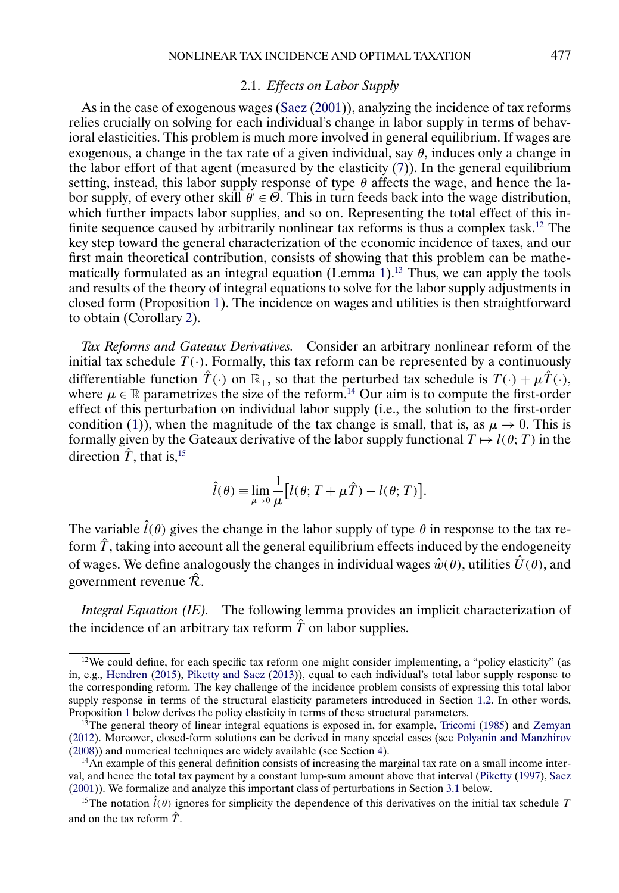### 2.1. *Effects on Labor Supply*

As in the case of exogenous wages (Saez (2001)), analyzing the incidence of tax reforms relies crucially on solving for each individual's change in labor supply in terms of behavioral elasticities. This problem is much more involved in general equilibrium. If wages are exogenous, a change in the tax rate of a given individual, say $\theta$, induces only a change in the labor effort of that agent (measured by the elasticity (7)). In the general equilibrium setting, instead, this labor supply response of type $\theta$ affects the wage, and hence the labor supply, of every other skill $\theta' \in \Theta$. This in turn feeds back into the wage distribution, which further impacts labor supplies, and so on. Representing the total effect of this infinite sequence caused by arbitrarily nonlinear tax reforms is thus a complex task.[12] The key step toward the general characterization of the economic incidence of taxes, and our first main theoretical contribution, consists of showing that this problem can be mathematically formulated as an integral equation (Lemma 1).[13] Thus, we can apply the tools and results of the theory of integral equations to solve for the labor supply adjustments in closed form (Proposition 1). The incidence on wages and utilities is then straightforward to obtain (Corollary 2).

*Tax Reforms and Gateaux Derivatives.* Consider an arbitrary nonlinear reform of the initial tax schedule $T(\cdot)$. Formally, this tax reform can be represented by a continuously differentiable function $\hat{T}(\cdot)$ on $\mathbb{R}_+$, so that the perturbed tax schedule is $T(\cdot) + \mu\hat{T}(\cdot)$, where $\mu \in \mathbb{R}$ parametrizes the size of the reform.[14] Our aim is to compute the first-order effect of this perturbation on individual labor supply (i.e., the solution to the first-order condition (1)), when the magnitude of the tax change is small, that is, as $\mu \to 0$. This is formally given by the Gateaux derivative of the labor supply functional $T \mapsto l(\theta; T)$ in the direction $\hat{T}$, that is,[15]

$$\hat{l}(\theta) \equiv \lim_{\mu \to 0} \frac{1}{\mu}\big[l(\theta; T + \mu\hat{T}) - l(\theta; T)\big].$$

The variable $\hat{l}(\theta)$ gives the change in the labor supply of type $\theta$ in response to the tax reform $\hat{T}$, taking into account all the general equilibrium effects induced by the endogeneity of wages. We define analogously the changes in individual wages $\hat{w}(\theta)$, utilities $\hat{U}(\theta)$, and government revenue $\hat{\mathcal{R}}$.

*Integral Equation (IE).* The following lemma provides an implicit characterization of the incidence of an arbitrary tax reform $\hat{T}$ on labor supplies.

---

[12] We could define, for each specific tax reform one might consider implementing, a "policy elasticity" (as in, e.g., Hendren (2015), Piketty and Saez (2013)), equal to each individual's total labor supply response to the corresponding reform. The key challenge of the incidence problem consists of expressing this total labor supply response in terms of the structural elasticity parameters introduced in Section 1.2. In other words, Proposition 1 below derives the policy elasticity in terms of these structural parameters.

[13] The general theory of linear integral equations is exposed in, for example, Tricomi (1985) and Zemyan (2012). Moreover, closed-form solutions can be derived in many special cases (see Polyanin and Manzhirov (2008)) and numerical techniques are widely available (see Section 4).

[14] An example of this general definition consists of increasing the marginal tax rate on a small income interval, and hence the total tax payment by a constant lump-sum amount above that interval (Piketty (1997), Saez (2001)). We formalize and analyze this important class of perturbations in Section 3.1 below.

[15] The notation $\hat{l}(\theta)$ ignores for simplicity the dependence of this derivatives on the initial tax schedule $T$ and on the tax reform $\hat{T}$.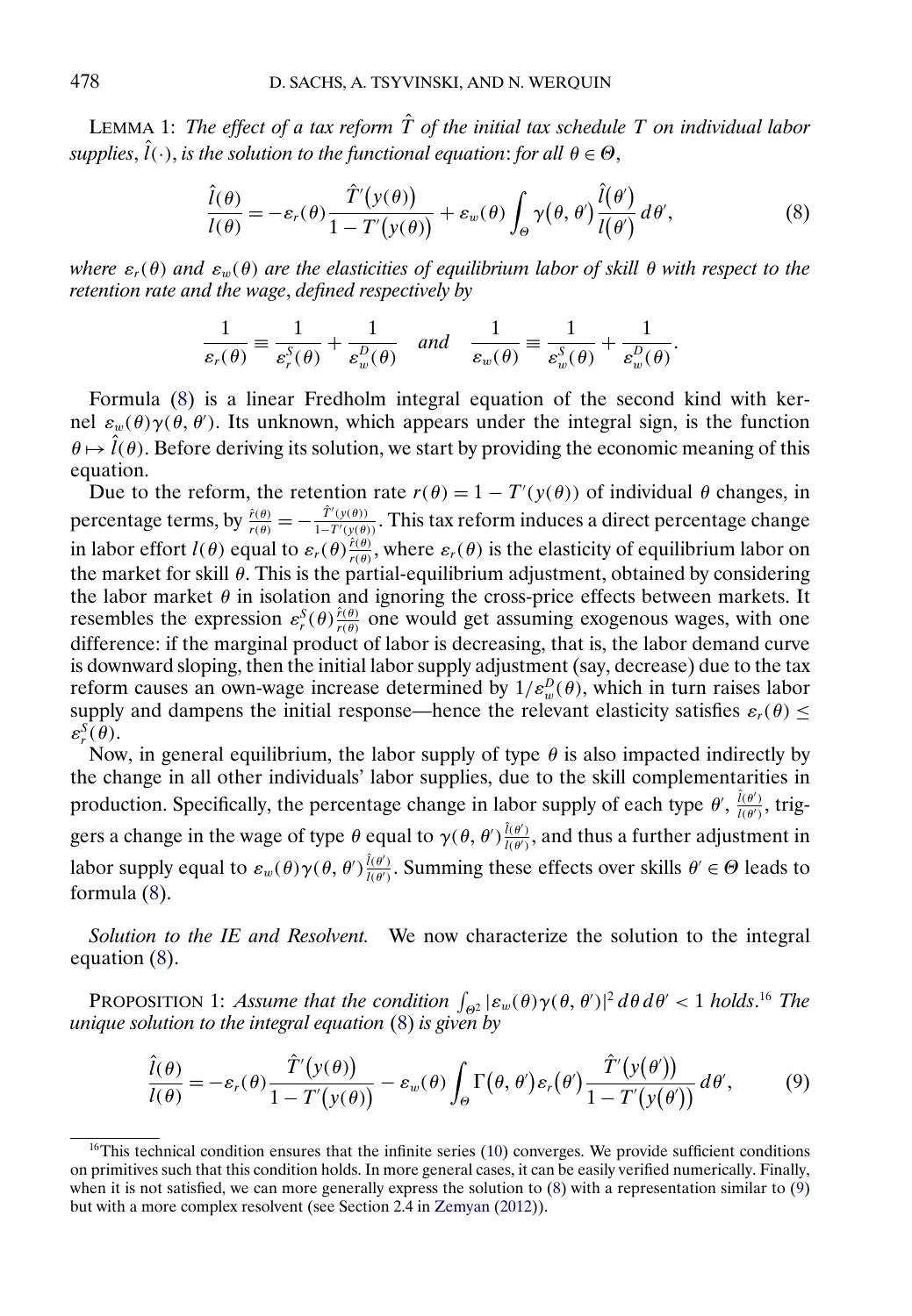LEMMA 1: *The effect of a tax reform $\hat{T}$ of the initial tax schedule $T$ on individual labor supplies*, $\hat{l}(\cdot)$, *is the solution to the functional equation*: *for all $\theta \in \Theta$*,

$$\frac{\hat{l}(\theta)}{l(\theta)} = -\varepsilon_r(\theta)\frac{\hat{T}'(y(\theta))}{1-T'(y(\theta))} + \varepsilon_w(\theta)\int_{\Theta}\gamma(\theta,\theta')\frac{\hat{l}(\theta')}{l(\theta')}\,d\theta', \tag{8}$$

*where $\varepsilon_r(\theta)$ and $\varepsilon_w(\theta)$ are the elasticities of equilibrium labor of skill $\theta$ with respect to the retention rate and the wage*, *defined respectively by*

$$\frac{1}{\varepsilon_r(\theta)} \equiv \frac{1}{\varepsilon_r^S(\theta)} + \frac{1}{\varepsilon_w^D(\theta)} \quad \textit{and} \quad \frac{1}{\varepsilon_w(\theta)} \equiv \frac{1}{\varepsilon_w^S(\theta)} + \frac{1}{\varepsilon_w^D(\theta)}.$$

Formula (8) is a linear Fredholm integral equation of the second kind with kernel $\varepsilon_w(\theta)\gamma(\theta,\theta')$. Its unknown, which appears under the integral sign, is the function $\theta \mapsto \hat{l}(\theta)$. Before deriving its solution, we start by providing the economic meaning of this equation.

Due to the reform, the retention rate $r(\theta) = 1 - T'(y(\theta))$ of individual $\theta$ changes, in percentage terms, by $\frac{\hat{r}(\theta)}{r(\theta)} = -\frac{\hat{T}'(y(\theta))}{1-T'(y(\theta))}$. This tax reform induces a direct percentage change in labor effort $l(\theta)$ equal to $\varepsilon_r(\theta)\frac{\hat{r}(\theta)}{r(\theta)}$, where $\varepsilon_r(\theta)$ is the elasticity of equilibrium labor on the market for skill $\theta$. This is the partial-equilibrium adjustment, obtained by considering the labor market $\theta$ in isolation and ignoring the cross-price effects between markets. It resembles the expression $\varepsilon_r^S(\theta)\frac{\hat{r}(\theta)}{r(\theta)}$ one would get assuming exogenous wages, with one difference: if the marginal product of labor is decreasing, that is, the labor demand curve is downward sloping, then the initial labor supply adjustment (say, decrease) due to the tax reform causes an own-wage increase determined by $1/\varepsilon_w^D(\theta)$, which in turn raises labor supply and dampens the initial response—hence the relevant elasticity satisfies $\varepsilon_r(\theta) \leq \varepsilon_r^S(\theta)$.

Now, in general equilibrium, the labor supply of type $\theta$ is also impacted indirectly by the change in all other individuals' labor supplies, due to the skill complementarities in production. Specifically, the percentage change in labor supply of each type $\theta'$, $\frac{\hat{l}(\theta')}{l(\theta')}$, triggers a change in the wage of type $\theta$ equal to $\gamma(\theta,\theta')\frac{\hat{l}(\theta')}{l(\theta')}$, and thus a further adjustment in labor supply equal to $\varepsilon_w(\theta)\gamma(\theta,\theta')\frac{\hat{l}(\theta')}{l(\theta')}$. Summing these effects over skills $\theta' \in \Theta$ leads to formula (8).

*Solution to the IE and Resolvent.* We now characterize the solution to the integral equation (8).

PROPOSITION 1: *Assume that the condition $\int_{\Theta^2}|\varepsilon_w(\theta)\gamma(\theta,\theta')|^2\,d\theta\,d\theta' < 1$ holds.*[16] *The unique solution to the integral equation* (8) *is given by*

$$\frac{\hat{l}(\theta)}{l(\theta)} = -\varepsilon_r(\theta)\frac{\hat{T}'(y(\theta))}{1-T'(y(\theta))} - \varepsilon_w(\theta)\int_{\Theta}\Gamma(\theta,\theta')\varepsilon_r(\theta')\frac{\hat{T}'(y(\theta'))}{1-T'(y(\theta'))}\,d\theta', \tag{9}$$

[16]This technical condition ensures that the infinite series (10) converges. We provide sufficient conditions on primitives such that this condition holds. In more general cases, it can be easily verified numerically. Finally, when it is not satisfied, we can more generally express the solution to (8) with a representation similar to (9) but with a more complex resolvent (see Section 2.4 in Zemyan (2012)).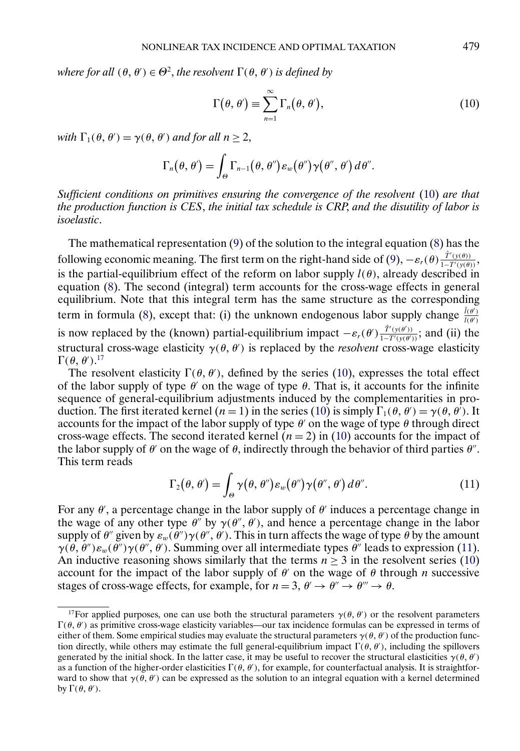*where for all $(\theta, \theta') \in \Theta^2$, the resolvent $\Gamma(\theta, \theta')$ is defined by*

$$\Gamma(\theta, \theta') \equiv \sum_{n=1}^{\infty} \Gamma_n(\theta, \theta'), \tag{10}$$

*with $\Gamma_1(\theta, \theta') = \gamma(\theta, \theta')$ and for all $n \geq 2$,*

$$\Gamma_n(\theta, \theta') = \int_{\Theta} \Gamma_{n-1}(\theta, \theta'') \varepsilon_w(\theta'') \gamma(\theta'', \theta') \, d\theta''.$$

*Sufficient conditions on primitives ensuring the convergence of the resolvent (10) are that the production function is CES, the initial tax schedule is CRP, and the disutility of labor is isoelastic.*

The mathematical representation (9) of the solution to the integral equation (8) has the following economic meaning. The first term on the right-hand side of (9), $-\varepsilon_r(\theta)\frac{\hat{T}'(y(\theta))}{1-T'(y(\theta))}$, is the partial-equilibrium effect of the reform on labor supply $l(\theta)$, already described in equation (8). The second (integral) term accounts for the cross-wage effects in general equilibrium. Note that this integral term has the same structure as the corresponding term in formula (8), except that: (i) the unknown endogenous labor supply change $\frac{\hat{l}(\theta')}{l(\theta')}$ is now replaced by the (known) partial-equilibrium impact $-\varepsilon_r(\theta')\frac{\hat{T}'(y(\theta'))}{1-T'(y(\theta'))}$; and (ii) the structural cross-wage elasticity $\gamma(\theta, \theta')$ is replaced by the *resolvent* cross-wage elasticity $\Gamma(\theta, \theta')$.[17]

The resolvent elasticity $\Gamma(\theta, \theta')$, defined by the series (10), expresses the total effect of the labor supply of type $\theta'$ on the wage of type $\theta$. That is, it accounts for the infinite sequence of general-equilibrium adjustments induced by the complementarities in production. The first iterated kernel ($n = 1$) in the series (10) is simply $\Gamma_1(\theta, \theta') = \gamma(\theta, \theta')$. It accounts for the impact of the labor supply of type $\theta'$ on the wage of type $\theta$ through direct cross-wage effects. The second iterated kernel ($n = 2$) in (10) accounts for the impact of the labor supply of $\theta'$ on the wage of $\theta$, indirectly through the behavior of third parties $\theta''$. This term reads

$$\Gamma_2(\theta, \theta') = \int_{\Theta} \gamma(\theta, \theta'') \varepsilon_w(\theta'') \gamma(\theta'', \theta') \, d\theta''. \tag{11}$$

For any $\theta'$, a percentage change in the labor supply of $\theta'$ induces a percentage change in the wage of any other type $\theta''$ by $\gamma(\theta'', \theta')$, and hence a percentage change in the labor supply of $\theta''$ given by $\varepsilon_w(\theta'')\gamma(\theta'', \theta')$. This in turn affects the wage of type $\theta$ by the amount $\gamma(\theta, \theta'')\varepsilon_w(\theta'')\gamma(\theta'', \theta')$. Summing over all intermediate types $\theta''$ leads to expression (11). An inductive reasoning shows similarly that the terms $n \geq 3$ in the resolvent series (10) account for the impact of the labor supply of $\theta'$ on the wage of $\theta$ through $n$ successive stages of cross-wage effects, for example, for $n = 3$, $\theta' \to \theta'' \to \theta''' \to \theta$.

[17]For applied purposes, one can use both the structural parameters $\gamma(\theta, \theta')$ or the resolvent parameters $\Gamma(\theta, \theta')$ as primitive cross-wage elasticity variables—our tax incidence formulas can be expressed in terms of either of them. Some empirical studies may evaluate the structural parameters $\gamma(\theta, \theta')$ of the production function directly, while others may estimate the full general-equilibrium impact $\Gamma(\theta, \theta')$, including the spillovers generated by the initial shock. In the latter case, it may be useful to recover the structural elasticities $\gamma(\theta, \theta')$ as a function of the higher-order elasticities $\Gamma(\theta, \theta')$, for example, for counterfactual analysis. It is straightforward to show that $\gamma(\theta, \theta')$ can be expressed as the solution to an integral equation with a kernel determined by $\Gamma(\theta, \theta')$.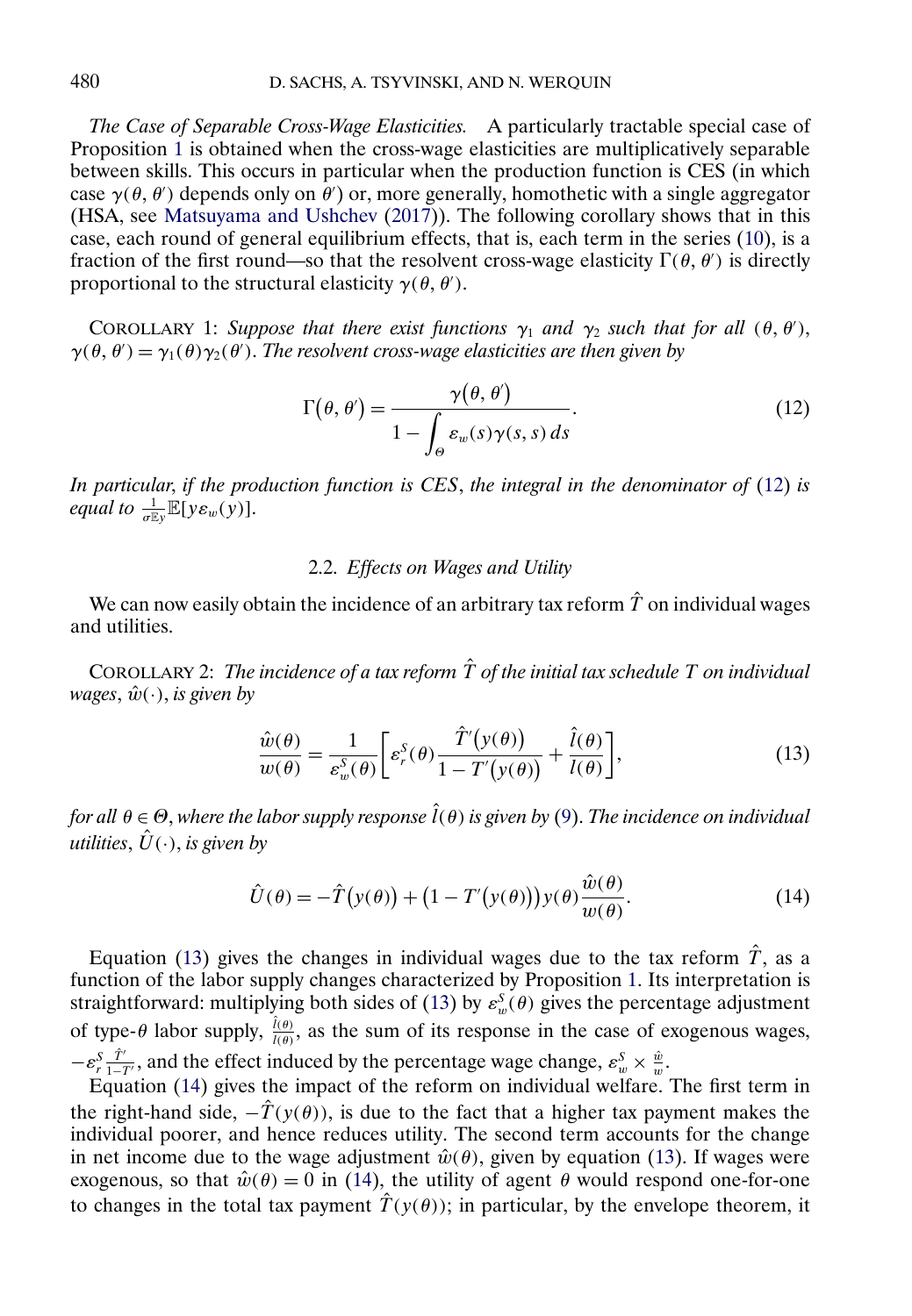*The Case of Separable Cross-Wage Elasticities.* A particularly tractable special case of Proposition 1 is obtained when the cross-wage elasticities are multiplicatively separable between skills. This occurs in particular when the production function is CES (in which case $\gamma(\theta, \theta')$ depends only on $\theta'$) or, more generally, homothetic with a single aggregator (HSA, see Matsuyama and Ushchev (2017)). The following corollary shows that in this case, each round of general equilibrium effects, that is, each term in the series (10), is a fraction of the first round—so that the resolvent cross-wage elasticity $\Gamma(\theta, \theta')$ is directly proportional to the structural elasticity $\gamma(\theta, \theta')$.

COROLLARY 1: *Suppose that there exist functions $\gamma_1$ and $\gamma_2$ such that for all $(\theta, \theta')$, $\gamma(\theta, \theta') = \gamma_1(\theta)\gamma_2(\theta')$. The resolvent cross-wage elasticities are then given by*

$$\Gamma(\theta, \theta') = \frac{\gamma(\theta, \theta')}{1 - \int_{\Theta} \varepsilon_w(s)\gamma(s, s)\, ds}. \tag{12}$$

*In particular, if the production function is CES, the integral in the denominator of (12) is equal to $\frac{1}{\sigma \mathbb{E} y}\mathbb{E}[y \varepsilon_w(y)]$.*

## 2.2. *Effects on Wages and Utility*

We can now easily obtain the incidence of an arbitrary tax reform $\hat{T}$ on individual wages and utilities.

COROLLARY 2: *The incidence of a tax reform $\hat{T}$ of the initial tax schedule $T$ on individual wages, $\hat{w}(\cdot)$, is given by*

$$\frac{\hat{w}(\theta)}{w(\theta)} = \frac{1}{\varepsilon_w^S(\theta)}\left[\varepsilon_r^S(\theta)\frac{\hat{T}'(y(\theta))}{1 - T'(y(\theta))} + \frac{\hat{l}(\theta)}{l(\theta)}\right], \tag{13}$$

*for all $\theta \in \Theta$, where the labor supply response $\hat{l}(\theta)$ is given by (9). The incidence on individual utilities, $\hat{U}(\cdot)$, is given by*

$$\hat{U}(\theta) = -\hat{T}(y(\theta)) + (1 - T'(y(\theta)))y(\theta)\frac{\hat{w}(\theta)}{w(\theta)}. \tag{14}$$

Equation (13) gives the changes in individual wages due to the tax reform $\hat{T}$, as a function of the labor supply changes characterized by Proposition 1. Its interpretation is straightforward: multiplying both sides of (13) by $\varepsilon_w^S(\theta)$ gives the percentage adjustment of type-$\theta$ labor supply, $\frac{\hat{l}(\theta)}{l(\theta)}$, as the sum of its response in the case of exogenous wages, $-\varepsilon_r^S \frac{\hat{T}'}{1-T'}$, and the effect induced by the percentage wage change, $\varepsilon_w^S \times \frac{\hat{w}}{w}$.

Equation (14) gives the impact of the reform on individual welfare. The first term in the right-hand side, $-\hat{T}(y(\theta))$, is due to the fact that a higher tax payment makes the individual poorer, and hence reduces utility. The second term accounts for the change in net income due to the wage adjustment $\hat{w}(\theta)$, given by equation (13). If wages were exogenous, so that $\hat{w}(\theta) = 0$ in (14), the utility of agent $\theta$ would respond one-for-one to changes in the total tax payment $\hat{T}(y(\theta))$; in particular, by the envelope theorem, it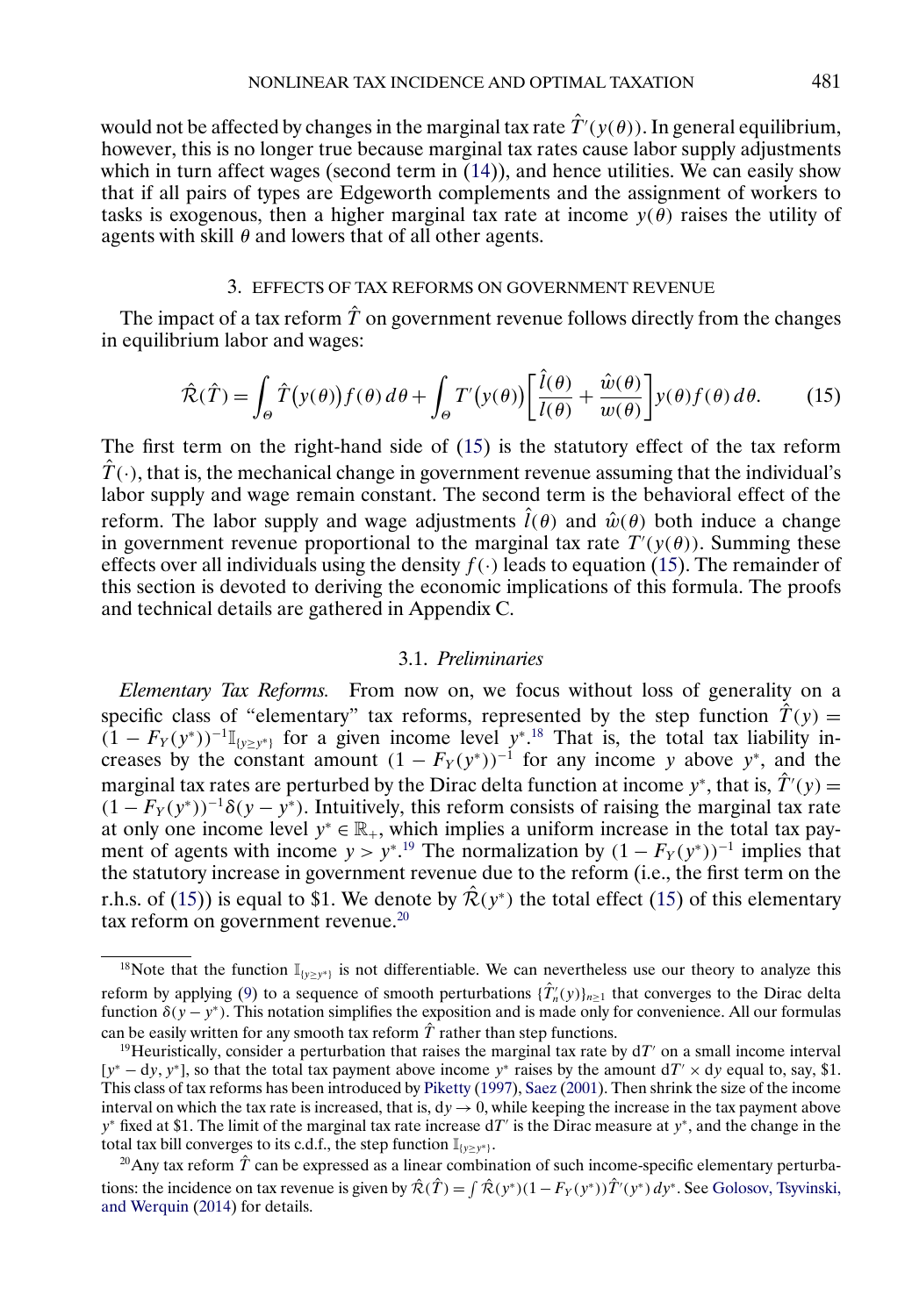would not be affected by changes in the marginal tax rate $\hat{T}'(y(\theta))$. In general equilibrium, however, this is no longer true because marginal tax rates cause labor supply adjustments which in turn affect wages (second term in (14)), and hence utilities. We can easily show that if all pairs of types are Edgeworth complements and the assignment of workers to tasks is exogenous, then a higher marginal tax rate at income $y(\theta)$ raises the utility of agents with skill $\theta$ and lowers that of all other agents.

## 3. EFFECTS OF TAX REFORMS ON GOVERNMENT REVENUE

The impact of a tax reform $\hat{T}$ on government revenue follows directly from the changes in equilibrium labor and wages:

$$\hat{\mathcal{R}}(\hat{T}) = \int_{\Theta} \hat{T}\big(y(\theta)\big) f(\theta)\, d\theta + \int_{\Theta} T'\big(y(\theta)\big)\left[\frac{\hat{l}(\theta)}{l(\theta)} + \frac{\hat{w}(\theta)}{w(\theta)}\right] y(\theta) f(\theta)\, d\theta. \tag{15}$$

The first term on the right-hand side of (15) is the statutory effect of the tax reform $\hat{T}(\cdot)$, that is, the mechanical change in government revenue assuming that the individual's labor supply and wage remain constant. The second term is the behavioral effect of the reform. The labor supply and wage adjustments $\hat{l}(\theta)$ and $\hat{w}(\theta)$ both induce a change in government revenue proportional to the marginal tax rate $T'(y(\theta))$. Summing these effects over all individuals using the density $f(\cdot)$ leads to equation (15). The remainder of this section is devoted to deriving the economic implications of this formula. The proofs and technical details are gathered in Appendix C.

### 3.1. *Preliminaries*

*Elementary Tax Reforms.* From now on, we focus without loss of generality on a specific class of "elementary" tax reforms, represented by the step function $\hat{T}(y) = (1 - F_Y(y^*))^{-1}\mathbb{I}_{\{y \geq y^*\}}$ for a given income level $y^*$.[18] That is, the total tax liability increases by the constant amount $(1 - F_Y(y^*))^{-1}$ for any income $y$ above $y^*$, and the marginal tax rates are perturbed by the Dirac delta function at income $y^*$, that is, $\hat{T}'(y) = (1 - F_Y(y^*))^{-1}\delta(y - y^*)$. Intuitively, this reform consists of raising the marginal tax rate at only one income level $y^* \in \mathbb{R}_+$, which implies a uniform increase in the total tax payment of agents with income $y > y^*$.[19] The normalization by $(1 - F_Y(y^*))^{-1}$ implies that the statutory increase in government revenue due to the reform (i.e., the first term on the r.h.s. of (15)) is equal to \$1. We denote by $\hat{\mathcal{R}}(y^*)$ the total effect (15) of this elementary tax reform on government revenue.[20]

---

[18] Note that the function $\mathbb{I}_{\{y \geq y^*\}}$ is not differentiable. We can nevertheless use our theory to analyze this reform by applying (9) to a sequence of smooth perturbations $\{\hat{T}_n'(y)\}_{n\geq 1}$ that converges to the Dirac delta function $\delta(y - y^*)$. This notation simplifies the exposition and is made only for convenience. All our formulas can be easily written for any smooth tax reform $\hat{T}$ rather than step functions.

[19] Heuristically, consider a perturbation that raises the marginal tax rate by $dT'$ on a small income interval $[y^* - dy, y^*]$, so that the total tax payment above income $y^*$ raises by the amount $dT' \times dy$ equal to, say, \$1. This class of tax reforms has been introduced by Piketty (1997), Saez (2001). Then shrink the size of the income interval on which the tax rate is increased, that is, $dy \to 0$, while keeping the increase in the tax payment above $y^*$ fixed at \$1. The limit of the marginal tax rate increase $dT'$ is the Dirac measure at $y^*$, and the change in the total tax bill converges to its c.d.f., the step function $\mathbb{I}_{\{y \geq y^*\}}$.

[20] Any tax reform $\hat{T}$ can be expressed as a linear combination of such income-specific elementary perturbations: the incidence on tax revenue is given by $\hat{\mathcal{R}}(\hat{T}) = \int \hat{\mathcal{R}}(y^*)(1 - F_Y(y^*))\hat{T}'(y^*)\, dy^*$. See Golosov, Tsyvinski, and Werquin (2014) for details.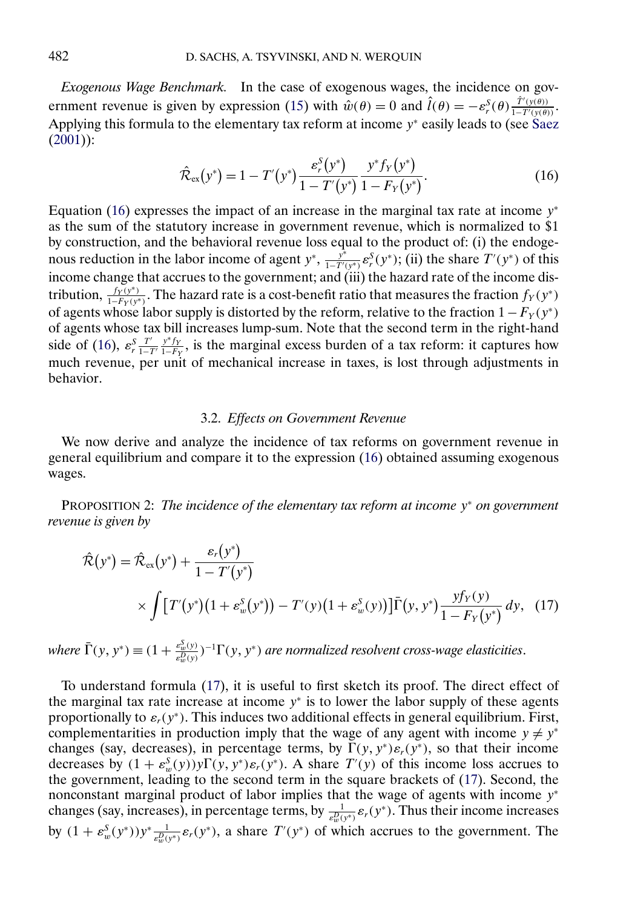*Exogenous Wage Benchmark.* In the case of exogenous wages, the incidence on government revenue is given by expression (15) with $\hat{w}(\theta) = 0$ and $\hat{l}(\theta) = -\varepsilon_r^S(\theta)\frac{\hat{T}'(y(\theta))}{1-T'(y(\theta))}$. Applying this formula to the elementary tax reform at income $y^*$ easily leads to (see Saez (2001)):

$$\hat{\mathcal{R}}_{\text{ex}}(y^*) = 1 - T'(y^*)\frac{\varepsilon_r^S(y^*)}{1-T'(y^*)}\frac{y^* f_Y(y^*)}{1-F_Y(y^*)}. \tag{16}$$

Equation (16) expresses the impact of an increase in the marginal tax rate at income $y^*$ as the sum of the statutory increase in government revenue, which is normalized to \$1 by construction, and the behavioral revenue loss equal to the product of: (i) the endogenous reduction in the labor income of agent $y^*$, $\frac{y^*}{1-T'(y^*)}\varepsilon_r^S(y^*)$; (ii) the share $T'(y^*)$ of this income change that accrues to the government; and (iii) the hazard rate of the income distribution, $\frac{f_Y(y^*)}{1-F_Y(y^*)}$. The hazard rate is a cost-benefit ratio that measures the fraction $f_Y(y^*)$ of agents whose labor supply is distorted by the reform, relative to the fraction $1-F_Y(y^*)$ of agents whose tax bill increases lump-sum. Note that the second term in the right-hand side of (16), $\varepsilon_r^S\frac{T'}{1-T'}\frac{y^* f_Y}{1-F_Y}$, is the marginal excess burden of a tax reform: it captures how much revenue, per unit of mechanical increase in taxes, is lost through adjustments in behavior.

### 3.2. *Effects on Government Revenue*

We now derive and analyze the incidence of tax reforms on government revenue in general equilibrium and compare it to the expression (16) obtained assuming exogenous wages.

PROPOSITION 2: *The incidence of the elementary tax reform at income $y^*$ on government revenue is given by*

$$\begin{aligned}\hat{\mathcal{R}}(y^*) = {} & \hat{\mathcal{R}}_{\text{ex}}(y^*) + \frac{\varepsilon_r(y^*)}{1-T'(y^*)} \\ & \times \int \left[T'(y^*)\left(1+\varepsilon_w^S(y^*)\right) - T'(y)\left(1+\varepsilon_w^S(y)\right)\right]\bar{\Gamma}(y, y^*)\frac{y f_Y(y)}{1-F_Y(y^*)}\,dy, \end{aligned} \tag{17}$$

*where $\bar{\Gamma}(y, y^*) \equiv (1+\frac{\varepsilon_w^S(y)}{\varepsilon_w^D(y)})^{-1}\Gamma(y, y^*)$ are normalized resolvent cross-wage elasticities.*

To understand formula (17), it is useful to first sketch its proof. The direct effect of the marginal tax rate increase at income $y^*$ is to lower the labor supply of these agents proportionally to $\varepsilon_r(y^*)$. This induces two additional effects in general equilibrium. First, complementarities in production imply that the wage of any agent with income $y \neq y^*$ changes (say, decreases), in percentage terms, by $\Gamma(y, y^*)\varepsilon_r(y^*)$, so that their income decreases by $(1+\varepsilon_w^S(y))y\Gamma(y, y^*)\varepsilon_r(y^*)$. A share $T'(y)$ of this income loss accrues to the government, leading to the second term in the square brackets of (17). Second, the nonconstant marginal product of labor implies that the wage of agents with income $y^*$ changes (say, increases), in percentage terms, by $\frac{1}{\varepsilon_w^D(y^*)}\varepsilon_r(y^*)$. Thus their income increases by $(1+\varepsilon_w^S(y^*))y^*\frac{1}{\varepsilon_w^D(y^*)}\varepsilon_r(y^*)$, a share $T'(y^*)$ of which accrues to the government. The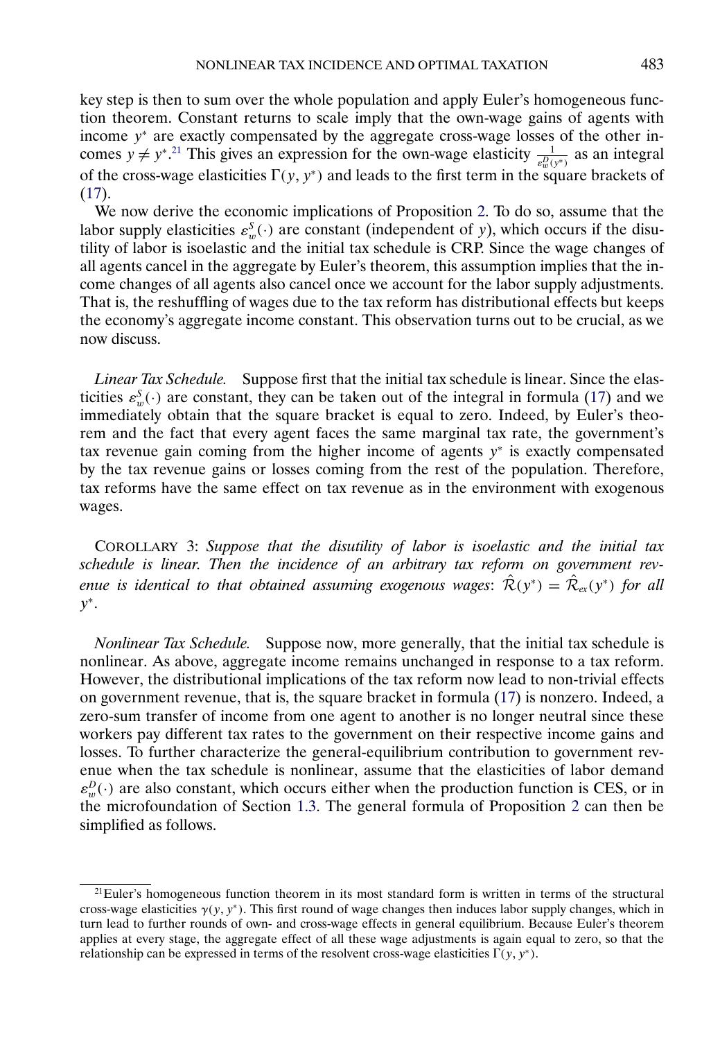key step is then to sum over the whole population and apply Euler's homogeneous function theorem. Constant returns to scale imply that the own-wage gains of agents with income $y^*$ are exactly compensated by the aggregate cross-wage losses of the other incomes $y \neq y^*$.[21] This gives an expression for the own-wage elasticity $\frac{1}{\varepsilon_w^D(y^*)}$ as an integral of the cross-wage elasticities $\Gamma(y, y^*)$ and leads to the first term in the square brackets of (17).

We now derive the economic implications of Proposition 2. To do so, assume that the labor supply elasticities $\varepsilon_w^S(\cdot)$ are constant (independent of $y$), which occurs if the disutility of labor is isoelastic and the initial tax schedule is CRP. Since the wage changes of all agents cancel in the aggregate by Euler's theorem, this assumption implies that the income changes of all agents also cancel once we account for the labor supply adjustments. That is, the reshuffling of wages due to the tax reform has distributional effects but keeps the economy's aggregate income constant. This observation turns out to be crucial, as we now discuss.

*Linear Tax Schedule.* Suppose first that the initial tax schedule is linear. Since the elasticities $\varepsilon_w^S(\cdot)$ are constant, they can be taken out of the integral in formula (17) and we immediately obtain that the square bracket is equal to zero. Indeed, by Euler's theorem and the fact that every agent faces the same marginal tax rate, the government's tax revenue gain coming from the higher income of agents $y^*$ is exactly compensated by the tax revenue gains or losses coming from the rest of the population. Therefore, tax reforms have the same effect on tax revenue as in the environment with exogenous wages.

COROLLARY 3: *Suppose that the disutility of labor is isoelastic and the initial tax schedule is linear. Then the incidence of an arbitrary tax reform on government revenue is identical to that obtained assuming exogenous wages*: $\hat{\mathcal{R}}(y^*) = \hat{\mathcal{R}}_{ex}(y^*)$ *for all* $y^*$.

*Nonlinear Tax Schedule.* Suppose now, more generally, that the initial tax schedule is nonlinear. As above, aggregate income remains unchanged in response to a tax reform. However, the distributional implications of the tax reform now lead to non-trivial effects on government revenue, that is, the square bracket in formula (17) is nonzero. Indeed, a zero-sum transfer of income from one agent to another is no longer neutral since these workers pay different tax rates to the government on their respective income gains and losses. To further characterize the general-equilibrium contribution to government revenue when the tax schedule is nonlinear, assume that the elasticities of labor demand $\varepsilon_w^D(\cdot)$ are also constant, which occurs either when the production function is CES, or in the microfoundation of Section 1.3. The general formula of Proposition 2 can then be simplified as follows.

[21] Euler's homogeneous function theorem in its most standard form is written in terms of the structural cross-wage elasticities $\gamma(y, y^*)$. This first round of wage changes then induces labor supply changes, which in turn lead to further rounds of own- and cross-wage effects in general equilibrium. Because Euler's theorem applies at every stage, the aggregate effect of all these wage adjustments is again equal to zero, so that the relationship can be expressed in terms of the resolvent cross-wage elasticities $\Gamma(y, y^*)$.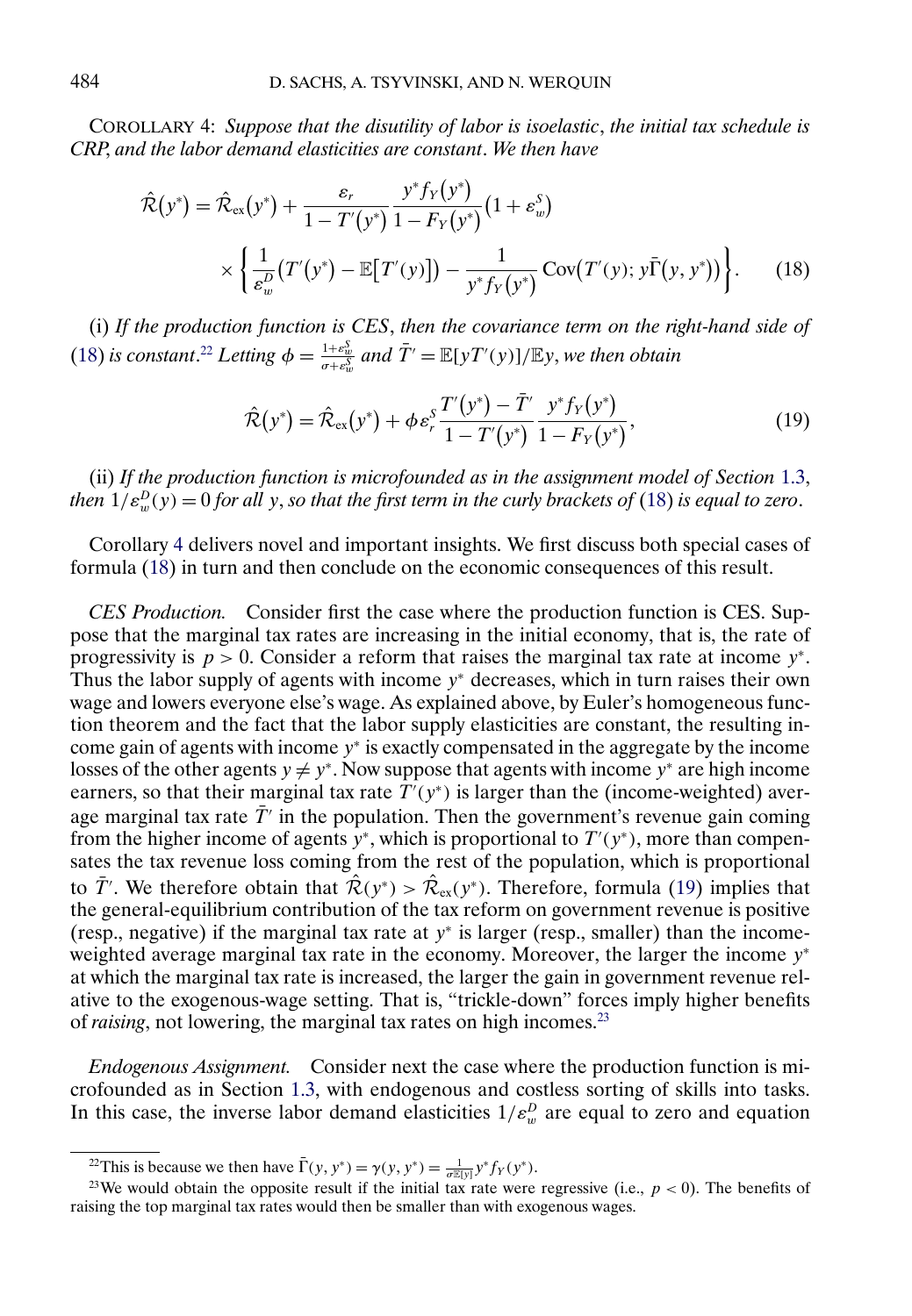COROLLARY 4: *Suppose that the disutility of labor is isoelastic*, *the initial tax schedule is CRP*, *and the labor demand elasticities are constant*. *We then have*

$$\hat{\mathcal{R}}(y^*) = \hat{\mathcal{R}}_{\text{ex}}(y^*) + \frac{\varepsilon_r}{1 - T'(y^*)} \frac{y^* f_Y(y^*)}{1 - F_Y(y^*)} (1 + \varepsilon_w^S) \times \left\{ \frac{1}{\varepsilon_w^D} \left( T'(y^*) - \mathbb{E}[T'(y)] \right) - \frac{1}{y^* f_Y(y^*)} \operatorname{Cov}\left( T'(y); y\bar{\Gamma}(y, y^*) \right) \right\}. \tag{18}$$

(i) *If the production function is CES*, *then the covariance term on the right-hand side of* (18) *is constant*.[22] *Letting* $\phi = \frac{1+\varepsilon_w^S}{\sigma + \varepsilon_w^S}$ *and* $\bar{T}' = \mathbb{E}[yT'(y)]/\mathbb{E}y$, *we then obtain*

$$\hat{\mathcal{R}}(y^*) = \hat{\mathcal{R}}_{\text{ex}}(y^*) + \phi \varepsilon_r^S \frac{T'(y^*) - \bar{T}'}{1 - T'(y^*)} \frac{y^* f_Y(y^*)}{1 - F_Y(y^*)}, \tag{19}$$

(ii) *If the production function is microfounded as in the assignment model of Section* 1.3, *then* $1/\varepsilon_w^D(y) = 0$ *for all* $y$, *so that the first term in the curly brackets of* (18) *is equal to zero*.

Corollary 4 delivers novel and important insights. We first discuss both special cases of formula (18) in turn and then conclude on the economic consequences of this result.

*CES Production.* Consider first the case where the production function is CES. Suppose that the marginal tax rates are increasing in the initial economy, that is, the rate of progressivity is $p > 0$. Consider a reform that raises the marginal tax rate at income $y^*$. Thus the labor supply of agents with income $y^*$ decreases, which in turn raises their own wage and lowers everyone else's wage. As explained above, by Euler's homogeneous function theorem and the fact that the labor supply elasticities are constant, the resulting income gain of agents with income $y^*$ is exactly compensated in the aggregate by the income losses of the other agents $y \neq y^*$. Now suppose that agents with income $y^*$ are high income earners, so that their marginal tax rate $T'(y^*)$ is larger than the (income-weighted) average marginal tax rate $\bar{T}'$ in the population. Then the government's revenue gain coming from the higher income of agents $y^*$, which is proportional to $T'(y^*)$, more than compensates the tax revenue loss coming from the rest of the population, which is proportional to $\bar{T}'$. We therefore obtain that $\hat{\mathcal{R}}(y^*) > \hat{\mathcal{R}}_{\text{ex}}(y^*)$. Therefore, formula (19) implies that the general-equilibrium contribution of the tax reform on government revenue is positive (resp., negative) if the marginal tax rate at $y^*$ is larger (resp., smaller) than the income-weighted average marginal tax rate in the economy. Moreover, the larger the income $y^*$ at which the marginal tax rate is increased, the larger the gain in government revenue relative to the exogenous-wage setting. That is, "trickle-down" forces imply higher benefits of *raising*, not lowering, the marginal tax rates on high incomes.[23]

*Endogenous Assignment.* Consider next the case where the production function is microfounded as in Section 1.3, with endogenous and costless sorting of skills into tasks. In this case, the inverse labor demand elasticities $1/\varepsilon_w^D$ are equal to zero and equation

[22] This is because we then have $\bar{\Gamma}(y, y^*) = \gamma(y, y^*) = \frac{1}{\sigma \mathbb{E}[y]} y^* f_Y(y^*)$.

[23] We would obtain the opposite result if the initial tax rate were regressive (i.e., $p < 0$). The benefits of raising the top marginal tax rates would then be smaller than with exogenous wages.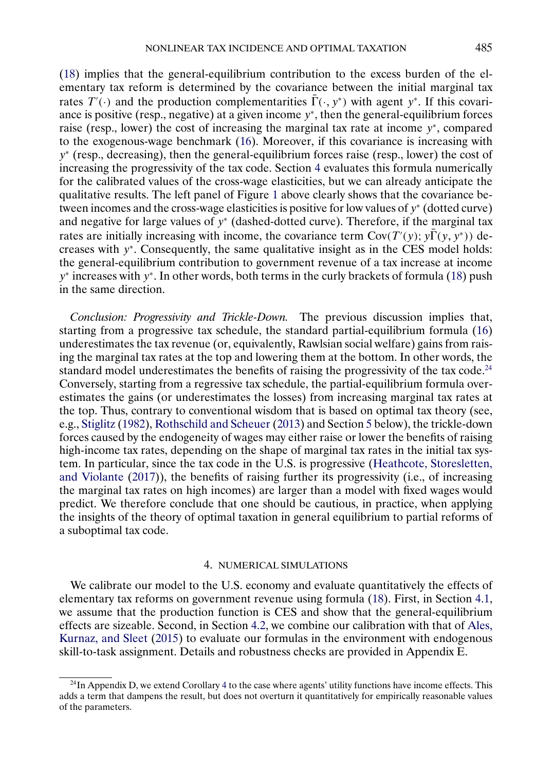(18) implies that the general-equilibrium contribution to the excess burden of the elementary tax reform is determined by the covariance between the initial marginal tax rates $T'(\cdot)$ and the production complementarities $\bar{\Gamma}(\cdot, y^*)$ with agent $y^*$. If this covariance is positive (resp., negative) at a given income $y^*$, then the general-equilibrium forces raise (resp., lower) the cost of increasing the marginal tax rate at income $y^*$, compared to the exogenous-wage benchmark (16). Moreover, if this covariance is increasing with $y^*$ (resp., decreasing), then the general-equilibrium forces raise (resp., lower) the cost of increasing the progressivity of the tax code. Section 4 evaluates this formula numerically for the calibrated values of the cross-wage elasticities, but we can already anticipate the qualitative results. The left panel of Figure 1 above clearly shows that the covariance between incomes and the cross-wage elasticities is positive for low values of $y^*$ (dotted curve) and negative for large values of $y^*$ (dashed-dotted curve). Therefore, if the marginal tax rates are initially increasing with income, the covariance term $\text{Cov}(T'(y); y\bar{\Gamma}(y, y^*))$ decreases with $y^*$. Consequently, the same qualitative insight as in the CES model holds: the general-equilibrium contribution to government revenue of a tax increase at income $y^*$ increases with $y^*$. In other words, both terms in the curly brackets of formula (18) push in the same direction.

*Conclusion: Progressivity and Trickle-Down.* The previous discussion implies that, starting from a progressive tax schedule, the standard partial-equilibrium formula (16) underestimates the tax revenue (or, equivalently, Rawlsian social welfare) gains from raising the marginal tax rates at the top and lowering them at the bottom. In other words, the standard model underestimates the benefits of raising the progressivity of the tax code.[24] Conversely, starting from a regressive tax schedule, the partial-equilibrium formula overestimates the gains (or underestimates the losses) from increasing marginal tax rates at the top. Thus, contrary to conventional wisdom that is based on optimal tax theory (see, e.g., Stiglitz (1982), Rothschild and Scheuer (2013) and Section 5 below), the trickle-down forces caused by the endogeneity of wages may either raise or lower the benefits of raising high-income tax rates, depending on the shape of marginal tax rates in the initial tax system. In particular, since the tax code in the U.S. is progressive (Heathcote, Storesletten, and Violante (2017)), the benefits of raising further its progressivity (i.e., of increasing the marginal tax rates on high incomes) are larger than a model with fixed wages would predict. We therefore conclude that one should be cautious, in practice, when applying the insights of the theory of optimal taxation in general equilibrium to partial reforms of a suboptimal tax code.

## 4. NUMERICAL SIMULATIONS

We calibrate our model to the U.S. economy and evaluate quantitatively the effects of elementary tax reforms on government revenue using formula (18). First, in Section 4.1, we assume that the production function is CES and show that the general-equilibrium effects are sizeable. Second, in Section 4.2, we combine our calibration with that of Ales, Kurnaz, and Sleet (2015) to evaluate our formulas in the environment with endogenous skill-to-task assignment. Details and robustness checks are provided in Appendix E.

[24] In Appendix D, we extend Corollary 4 to the case where agents' utility functions have income effects. This adds a term that dampens the result, but does not overturn it quantitatively for empirically reasonable values of the parameters.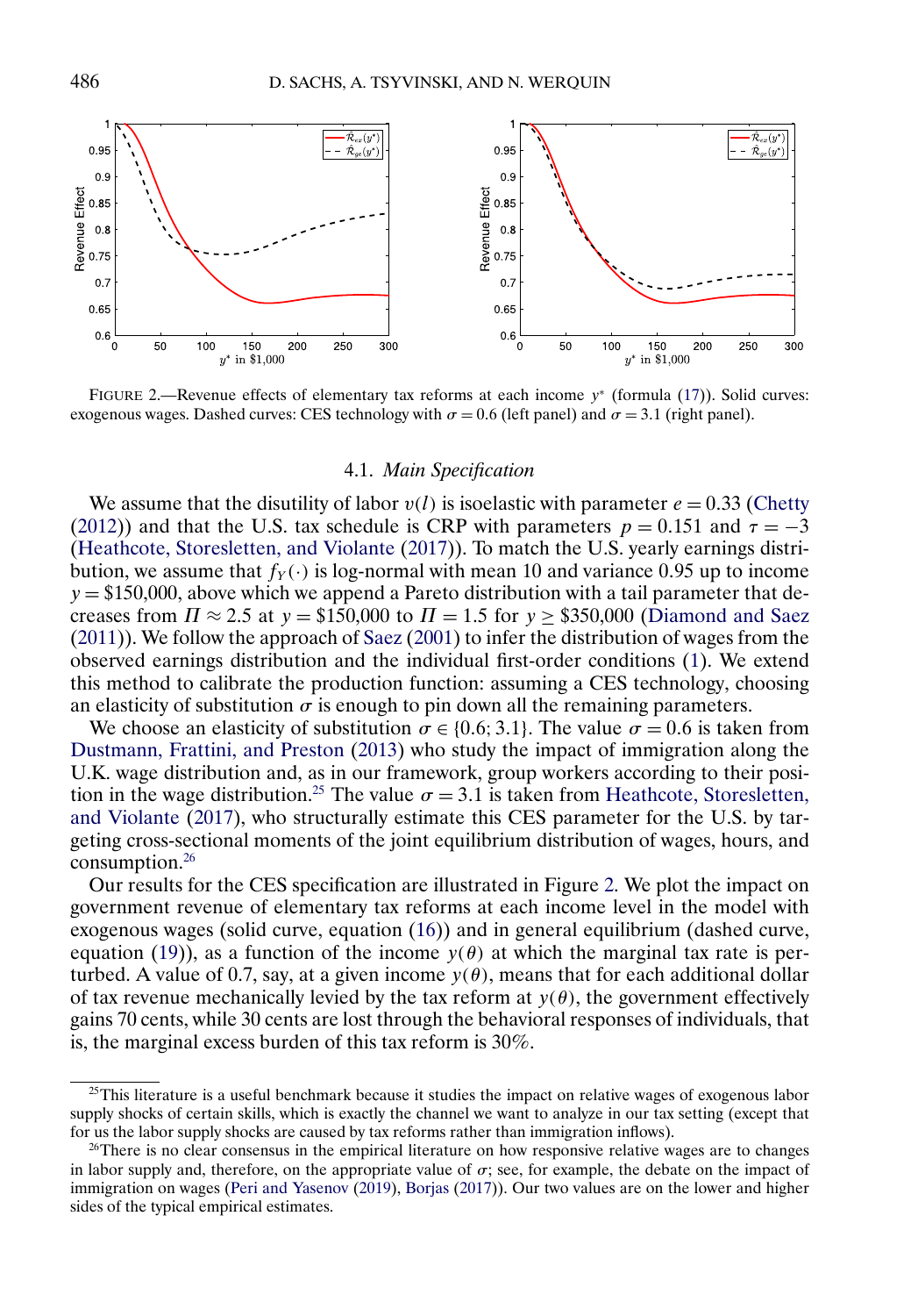FIGURE 2.—Revenue effects of elementary tax reforms at each income $y^*$ (formula (17)). Solid curves: exogenous wages. Dashed curves: CES technology with $\sigma = 0.6$ (left panel) and $\sigma = 3.1$ (right panel).

### 4.1. *Main Specification*

We assume that the disutility of labor $v(l)$ is isoelastic with parameter $e = 0.33$ (Chetty (2012)) and that the U.S. tax schedule is CRP with parameters $p = 0.151$ and $\tau = -3$ (Heathcote, Storesletten, and Violante (2017)). To match the U.S. yearly earnings distribution, we assume that $f_Y(\cdot)$ is log-normal with mean 10 and variance 0.95 up to income $y = \$150{,}000$, above which we append a Pareto distribution with a tail parameter that decreases from $\Pi \approx 2.5$ at $y = \$150{,}000$ to $\Pi = 1.5$ for $y \geq \$350{,}000$ (Diamond and Saez (2011)). We follow the approach of Saez (2001) to infer the distribution of wages from the observed earnings distribution and the individual first-order conditions (1). We extend this method to calibrate the production function: assuming a CES technology, choosing an elasticity of substitution $\sigma$ is enough to pin down all the remaining parameters.

We choose an elasticity of substitution $\sigma \in \{0.6; 3.1\}$. The value $\sigma = 0.6$ is taken from Dustmann, Frattini, and Preston (2013) who study the impact of immigration along the U.K. wage distribution and, as in our framework, group workers according to their position in the wage distribution.[25] The value $\sigma = 3.1$ is taken from Heathcote, Storesletten, and Violante (2017), who structurally estimate this CES parameter for the U.S. by targeting cross-sectional moments of the joint equilibrium distribution of wages, hours, and consumption.[26]

Our results for the CES specification are illustrated in Figure 2. We plot the impact on government revenue of elementary tax reforms at each income level in the model with exogenous wages (solid curve, equation (16)) and in general equilibrium (dashed curve, equation (19)), as a function of the income $y(\theta)$ at which the marginal tax rate is perturbed. A value of 0.7, say, at a given income $y(\theta)$, means that for each additional dollar of tax revenue mechanically levied by the tax reform at $y(\theta)$, the government effectively gains 70 cents, while 30 cents are lost through the behavioral responses of individuals, that is, the marginal excess burden of this tax reform is 30%.

[25] This literature is a useful benchmark because it studies the impact on relative wages of exogenous labor supply shocks of certain skills, which is exactly the channel we want to analyze in our tax setting (except that for us the labor supply shocks are caused by tax reforms rather than immigration inflows).

[26] There is no clear consensus in the empirical literature on how responsive relative wages are to changes in labor supply and, therefore, on the appropriate value of $\sigma$; see, for example, the debate on the impact of immigration on wages (Peri and Yasenov (2019), Borjas (2017)). Our two values are on the lower and higher sides of the typical empirical estimates.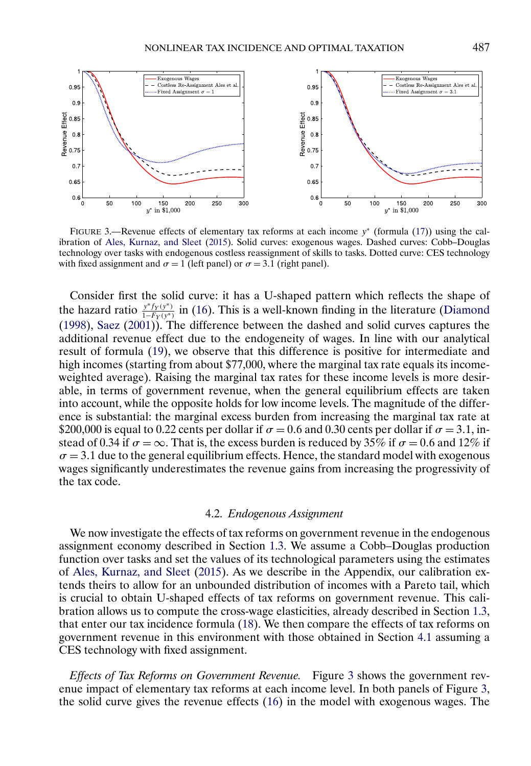FIGURE 3.—Revenue effects of elementary tax reforms at each income $y^*$ (formula (17)) using the calibration of Ales, Kurnaz, and Sleet (2015). Solid curves: exogenous wages. Dashed curves: Cobb–Douglas technology over tasks with endogenous costless reassignment of skills to tasks. Dotted curve: CES technology with fixed assignment and $\sigma = 1$ (left panel) or $\sigma = 3.1$ (right panel).

Consider first the solid curve: it has a U-shaped pattern which reflects the shape of the hazard ratio $\frac{y^* f_Y(y^*)}{1-F_Y(y^*)}$ in (16). This is a well-known finding in the literature (Diamond (1998), Saez (2001)). The difference between the dashed and solid curves captures the additional revenue effect due to the endogeneity of wages. In line with our analytical result of formula (19), we observe that this difference is positive for intermediate and high incomes (starting from about \$77,000, where the marginal tax rate equals its income-weighted average). Raising the marginal tax rates for these income levels is more desirable, in terms of government revenue, when the general equilibrium effects are taken into account, while the opposite holds for low income levels. The magnitude of the difference is substantial: the marginal excess burden from increasing the marginal tax rate at \$200,000 is equal to 0.22 cents per dollar if $\sigma = 0.6$ and 0.30 cents per dollar if $\sigma = 3.1$, instead of 0.34 if $\sigma = \infty$. That is, the excess burden is reduced by 35% if $\sigma = 0.6$ and 12% if $\sigma = 3.1$ due to the general equilibrium effects. Hence, the standard model with exogenous wages significantly underestimates the revenue gains from increasing the progressivity of the tax code.

### 4.2. *Endogenous Assignment*

We now investigate the effects of tax reforms on government revenue in the endogenous assignment economy described in Section 1.3. We assume a Cobb–Douglas production function over tasks and set the values of its technological parameters using the estimates of Ales, Kurnaz, and Sleet (2015). As we describe in the Appendix, our calibration extends theirs to allow for an unbounded distribution of incomes with a Pareto tail, which is crucial to obtain U-shaped effects of tax reforms on government revenue. This calibration allows us to compute the cross-wage elasticities, already described in Section 1.3, that enter our tax incidence formula (18). We then compare the effects of tax reforms on government revenue in this environment with those obtained in Section 4.1 assuming a CES technology with fixed assignment.

*Effects of Tax Reforms on Government Revenue.* Figure 3 shows the government revenue impact of elementary tax reforms at each income level. In both panels of Figure 3, the solid curve gives the revenue effects (16) in the model with exogenous wages. The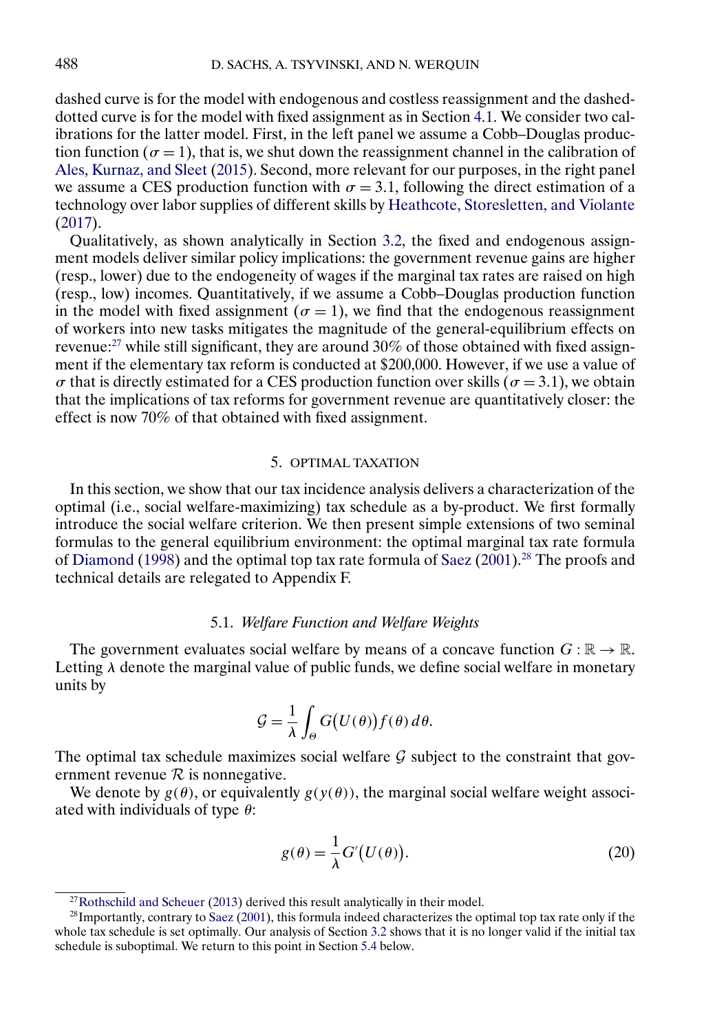dashed curve is for the model with endogenous and costless reassignment and the dashed-dotted curve is for the model with fixed assignment as in Section 4.1. We consider two calibrations for the latter model. First, in the left panel we assume a Cobb–Douglas production function ($\sigma = 1$), that is, we shut down the reassignment channel in the calibration of Ales, Kurnaz, and Sleet (2015). Second, more relevant for our purposes, in the right panel we assume a CES production function with $\sigma = 3.1$, following the direct estimation of a technology over labor supplies of different skills by Heathcote, Storesletten, and Violante (2017).

Qualitatively, as shown analytically in Section 3.2, the fixed and endogenous assignment models deliver similar policy implications: the government revenue gains are higher (resp., lower) due to the endogeneity of wages if the marginal tax rates are raised on high (resp., low) incomes. Quantitatively, if we assume a Cobb–Douglas production function in the model with fixed assignment ($\sigma = 1$), we find that the endogenous reassignment of workers into new tasks mitigates the magnitude of the general-equilibrium effects on revenue:[27] while still significant, they are around 30% of those obtained with fixed assignment if the elementary tax reform is conducted at \$200,000. However, if we use a value of $\sigma$ that is directly estimated for a CES production function over skills ($\sigma = 3.1$), we obtain that the implications of tax reforms for government revenue are quantitatively closer: the effect is now 70% of that obtained with fixed assignment.

## 5. OPTIMAL TAXATION

In this section, we show that our tax incidence analysis delivers a characterization of the optimal (i.e., social welfare-maximizing) tax schedule as a by-product. We first formally introduce the social welfare criterion. We then present simple extensions of two seminal formulas to the general equilibrium environment: the optimal marginal tax rate formula of Diamond (1998) and the optimal top tax rate formula of Saez (2001).[28] The proofs and technical details are relegated to Appendix F.

### 5.1. *Welfare Function and Welfare Weights*

The government evaluates social welfare by means of a concave function $G : \mathbb{R} \to \mathbb{R}$. Letting $\lambda$ denote the marginal value of public funds, we define social welfare in monetary units by

$$\mathcal{G} = \frac{1}{\lambda} \int_{\Theta} G\big(U(\theta)\big) f(\theta)\, d\theta.$$

The optimal tax schedule maximizes social welfare $\mathcal{G}$ subject to the constraint that government revenue $\mathcal{R}$ is nonnegative.

We denote by $g(\theta)$, or equivalently $g(y(\theta))$, the marginal social welfare weight associated with individuals of type $\theta$:

$$g(\theta) = \frac{1}{\lambda} G'\big(U(\theta)\big). \tag{20}$$

---

[27] Rothschild and Scheuer (2013) derived this result analytically in their model.

[28] Importantly, contrary to Saez (2001), this formula indeed characterizes the optimal top tax rate only if the whole tax schedule is set optimally. Our analysis of Section 3.2 shows that it is no longer valid if the initial tax schedule is suboptimal. We return to this point in Section 5.4 below.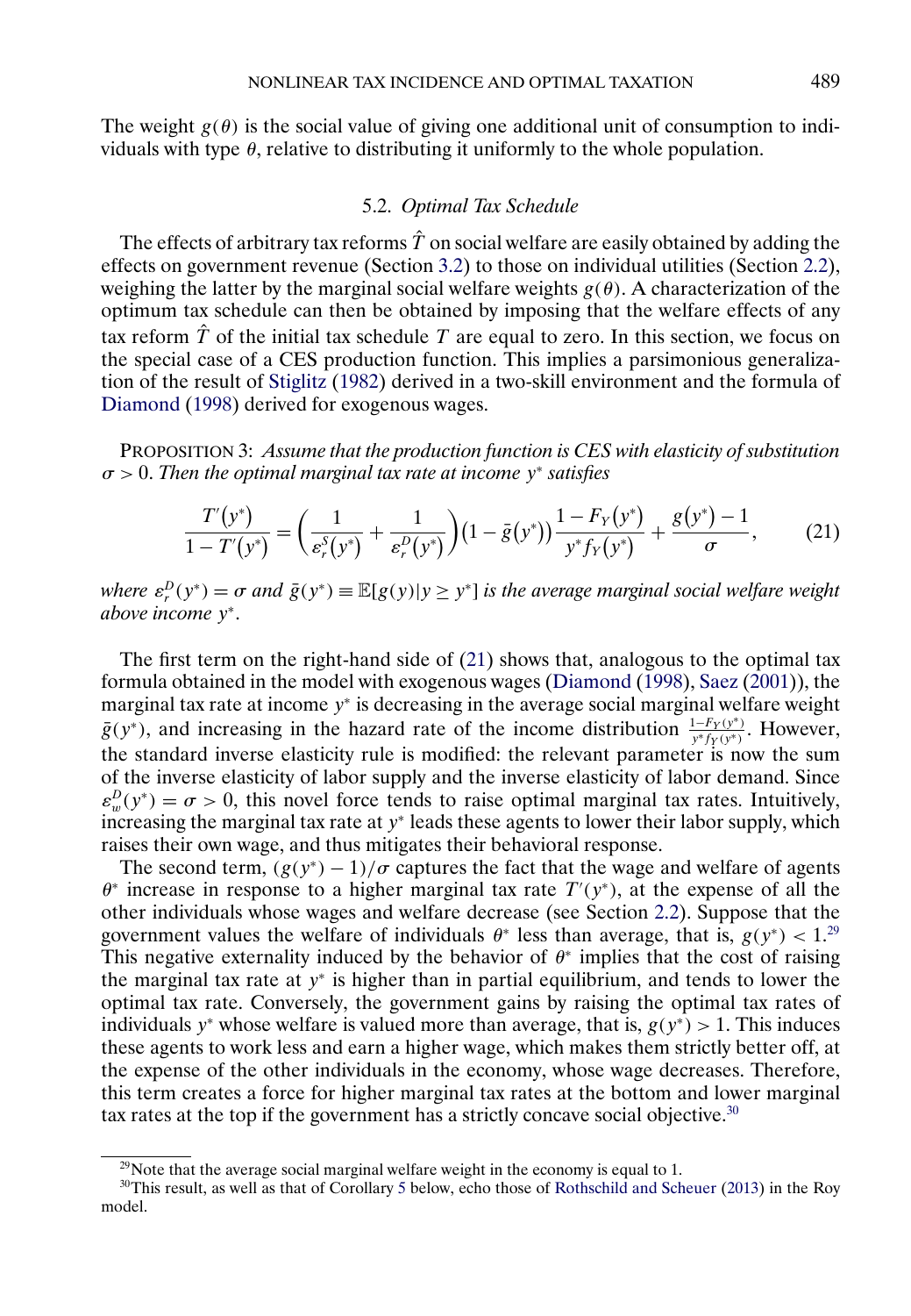The weight $g(\theta)$ is the social value of giving one additional unit of consumption to individuals with type $\theta$, relative to distributing it uniformly to the whole population.

### 5.2. *Optimal Tax Schedule*

The effects of arbitrary tax reforms $\hat{T}$ on social welfare are easily obtained by adding the effects on government revenue (Section 3.2) to those on individual utilities (Section 2.2), weighing the latter by the marginal social welfare weights $g(\theta)$. A characterization of the optimum tax schedule can then be obtained by imposing that the welfare effects of any tax reform $\hat{T}$ of the initial tax schedule $T$ are equal to zero. In this section, we focus on the special case of a CES production function. This implies a parsimonious generalization of the result of Stiglitz (1982) derived in a two-skill environment and the formula of Diamond (1998) derived for exogenous wages.

PROPOSITION 3: *Assume that the production function is CES with elasticity of substitution $\sigma > 0$. Then the optimal marginal tax rate at income $y^*$ satisfies*

$$\frac{T'(y^*)}{1 - T'(y^*)} = \left(\frac{1}{\varepsilon_r^S(y^*)} + \frac{1}{\varepsilon_r^D(y^*)}\right)\left(1 - \bar{g}(y^*)\right)\frac{1 - F_Y(y^*)}{y^* f_Y(y^*)} + \frac{g(y^*) - 1}{\sigma}, \tag{21}$$

*where $\varepsilon_r^D(y^*) = \sigma$ and $\bar{g}(y^*) \equiv \mathbb{E}[g(y) | y \geq y^*]$ is the average marginal social welfare weight above income $y^*$.*

The first term on the right-hand side of (21) shows that, analogous to the optimal tax formula obtained in the model with exogenous wages (Diamond (1998), Saez (2001)), the marginal tax rate at income $y^*$ is decreasing in the average social marginal welfare weight $\bar{g}(y^*)$, and increasing in the hazard rate of the income distribution $\frac{1-F_Y(y^*)}{y^* f_Y(y^*)}$. However, the standard inverse elasticity rule is modified: the relevant parameter is now the sum of the inverse elasticity of labor supply and the inverse elasticity of labor demand. Since $\varepsilon_w^D(y^*) = \sigma > 0$, this novel force tends to raise optimal marginal tax rates. Intuitively, increasing the marginal tax rate at $y^*$ leads these agents to lower their labor supply, which raises their own wage, and thus mitigates their behavioral response.

The second term, $(g(y^*) - 1)/\sigma$ captures the fact that the wage and welfare of agents $\theta^*$ increase in response to a higher marginal tax rate $T'(y^*)$, at the expense of all the other individuals whose wages and welfare decrease (see Section 2.2). Suppose that the government values the welfare of individuals $\theta^*$ less than average, that is, $g(y^*) < 1$.[29] This negative externality induced by the behavior of $\theta^*$ implies that the cost of raising the marginal tax rate at $y^*$ is higher than in partial equilibrium, and tends to lower the optimal tax rate. Conversely, the government gains by raising the optimal tax rates of individuals $y^*$ whose welfare is valued more than average, that is, $g(y^*) > 1$. This induces these agents to work less and earn a higher wage, which makes them strictly better off, at the expense of the other individuals in the economy, whose wage decreases. Therefore, this term creates a force for higher marginal tax rates at the bottom and lower marginal tax rates at the top if the government has a strictly concave social objective.[30]

[29] Note that the average social marginal welfare weight in the economy is equal to 1.

[30] This result, as well as that of Corollary 5 below, echo those of Rothschild and Scheuer (2013) in the Roy model.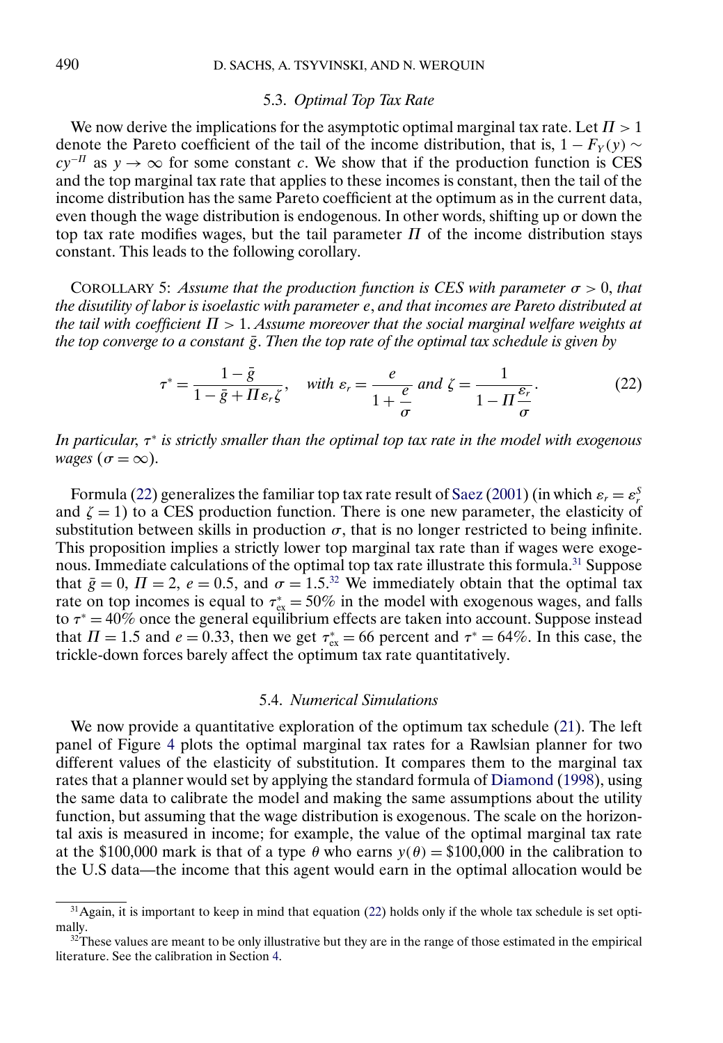### 5.3. *Optimal Top Tax Rate*

We now derive the implications for the asymptotic optimal marginal tax rate. Let $\Pi > 1$ denote the Pareto coefficient of the tail of the income distribution, that is, $1 - F_Y(y) \sim cy^{-\Pi}$ as $y \to \infty$ for some constant $c$. We show that if the production function is CES and the top marginal tax rate that applies to these incomes is constant, then the tail of the income distribution has the same Pareto coefficient at the optimum as in the current data, even though the wage distribution is endogenous. In other words, shifting up or down the top tax rate modifies wages, but the tail parameter $\Pi$ of the income distribution stays constant. This leads to the following corollary.

COROLLARY 5: *Assume that the production function is CES with parameter $\sigma > 0$, that the disutility of labor is isoelastic with parameter $e$, and that incomes are Pareto distributed at the tail with coefficient $\Pi > 1$. Assume moreover that the social marginal welfare weights at the top converge to a constant $\bar{g}$. Then the top rate of the optimal tax schedule is given by*

$$\tau^* = \frac{1 - \bar{g}}{1 - \bar{g} + \Pi \varepsilon_r \zeta}, \quad \text{with } \varepsilon_r = \frac{e}{1 + \frac{e}{\sigma}} \text{ and } \zeta = \frac{1}{1 - \Pi \frac{\varepsilon_r}{\sigma}}. \tag{22}$$

*In particular, $\tau^*$ is strictly smaller than the optimal top tax rate in the model with exogenous wages ($\sigma = \infty$).*

Formula (22) generalizes the familiar top tax rate result of Saez (2001) (in which $\varepsilon_r = \varepsilon_r^S$ and $\zeta = 1$) to a CES production function. There is one new parameter, the elasticity of substitution between skills in production $\sigma$, that is no longer restricted to being infinite. This proposition implies a strictly lower top marginal tax rate than if wages were exogenous. Immediate calculations of the optimal top tax rate illustrate this formula.[31] Suppose that $\bar{g} = 0$, $\Pi = 2$, $e = 0.5$, and $\sigma = 1.5$.[32] We immediately obtain that the optimal tax rate on top incomes is equal to $\tau_{\text{ex}}^* = 50\%$ in the model with exogenous wages, and falls to $\tau^* = 40\%$ once the general equilibrium effects are taken into account. Suppose instead that $\Pi = 1.5$ and $e = 0.33$, then we get $\tau_{\text{ex}}^* = 66$ percent and $\tau^* = 64\%$. In this case, the trickle-down forces barely affect the optimum tax rate quantitatively.

### 5.4. *Numerical Simulations*

We now provide a quantitative exploration of the optimum tax schedule (21). The left panel of Figure 4 plots the optimal marginal tax rates for a Rawlsian planner for two different values of the elasticity of substitution. It compares them to the marginal tax rates that a planner would set by applying the standard formula of Diamond (1998), using the same data to calibrate the model and making the same assumptions about the utility function, but assuming that the wage distribution is exogenous. The scale on the horizontal axis is measured in income; for example, the value of the optimal marginal tax rate at the \$100,000 mark is that of a type $\theta$ who earns $y(\theta) = \$100{,}000$ in the calibration to the U.S data—the income that this agent would earn in the optimal allocation would be

[31] Again, it is important to keep in mind that equation (22) holds only if the whole tax schedule is set optimally.

[32] These values are meant to be only illustrative but they are in the range of those estimated in the empirical literature. See the calibration in Section 4.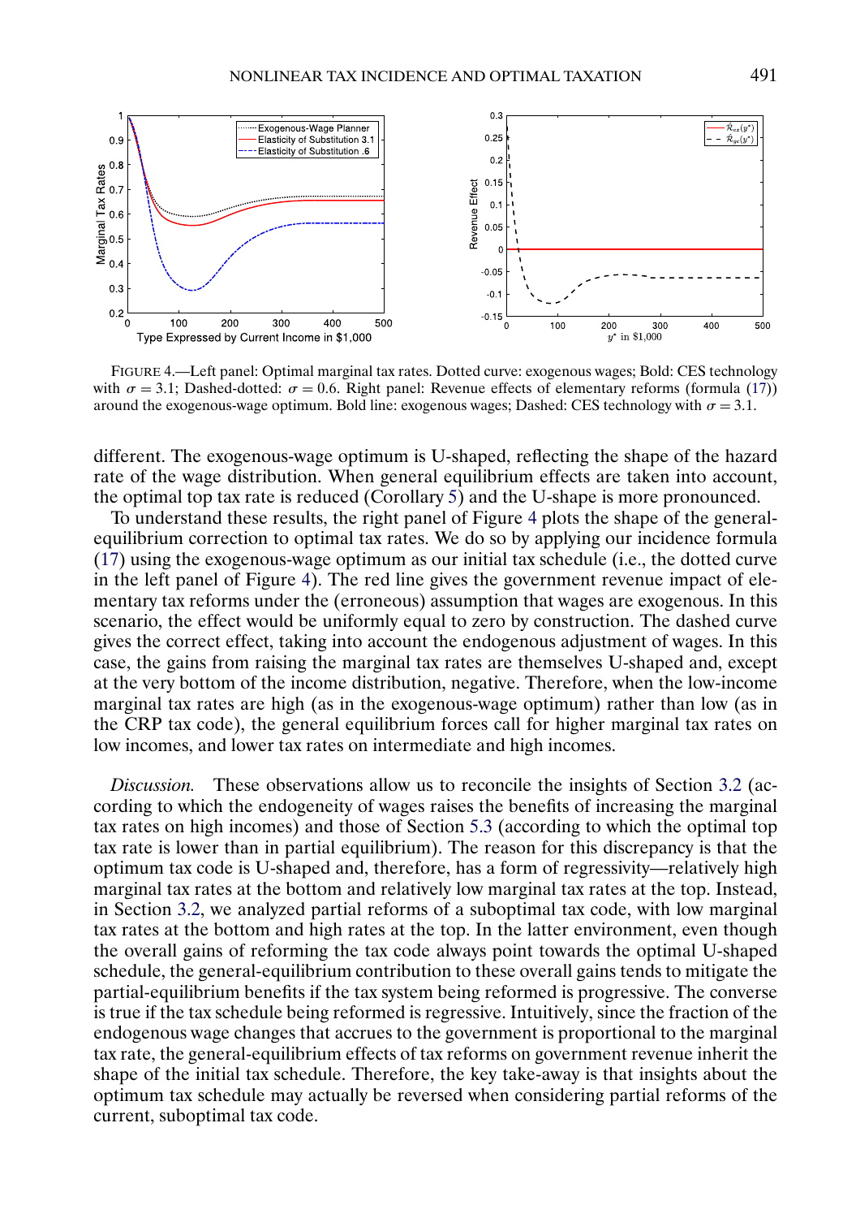FIGURE 4.—Left panel: Optimal marginal tax rates. Dotted curve: exogenous wages; Bold: CES technology with $\sigma = 3.1$; Dashed-dotted: $\sigma = 0.6$. Right panel: Revenue effects of elementary reforms (formula (17)) around the exogenous-wage optimum. Bold line: exogenous wages; Dashed: CES technology with $\sigma = 3.1$.

different. The exogenous-wage optimum is U-shaped, reflecting the shape of the hazard rate of the wage distribution. When general equilibrium effects are taken into account, the optimal top tax rate is reduced (Corollary 5) and the U-shape is more pronounced.

To understand these results, the right panel of Figure 4 plots the shape of the general-equilibrium correction to optimal tax rates. We do so by applying our incidence formula (17) using the exogenous-wage optimum as our initial tax schedule (i.e., the dotted curve in the left panel of Figure 4). The red line gives the government revenue impact of elementary tax reforms under the (erroneous) assumption that wages are exogenous. In this scenario, the effect would be uniformly equal to zero by construction. The dashed curve gives the correct effect, taking into account the endogenous adjustment of wages. In this case, the gains from raising the marginal tax rates are themselves U-shaped and, except at the very bottom of the income distribution, negative. Therefore, when the low-income marginal tax rates are high (as in the exogenous-wage optimum) rather than low (as in the CRP tax code), the general equilibrium forces call for higher marginal tax rates on low incomes, and lower tax rates on intermediate and high incomes.

*Discussion.* These observations allow us to reconcile the insights of Section 3.2 (according to which the endogeneity of wages raises the benefits of increasing the marginal tax rates on high incomes) and those of Section 5.3 (according to which the optimal top tax rate is lower than in partial equilibrium). The reason for this discrepancy is that the optimum tax code is U-shaped and, therefore, has a form of regressivity—relatively high marginal tax rates at the bottom and relatively low marginal tax rates at the top. Instead, in Section 3.2, we analyzed partial reforms of a suboptimal tax code, with low marginal tax rates at the bottom and high rates at the top. In the latter environment, even though the overall gains of reforming the tax code always point towards the optimal U-shaped schedule, the general-equilibrium contribution to these overall gains tends to mitigate the partial-equilibrium benefits if the tax system being reformed is progressive. The converse is true if the tax schedule being reformed is regressive. Intuitively, since the fraction of the endogenous wage changes that accrues to the government is proportional to the marginal tax rate, the general-equilibrium effects of tax reforms on government revenue inherit the shape of the initial tax schedule. Therefore, the key take-away is that insights about the optimum tax schedule may actually be reversed when considering partial reforms of the current, suboptimal tax code.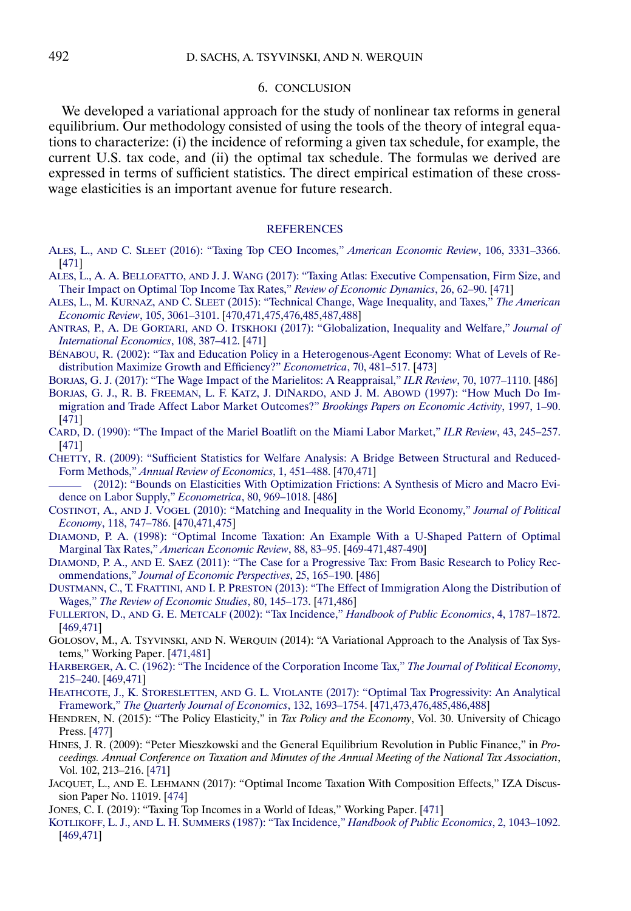## 6. CONCLUSION

We developed a variational approach for the study of nonlinear tax reforms in general equilibrium. Our methodology consisted of using the tools of the theory of integral equations to characterize: (i) the incidence of reforming a given tax schedule, for example, the current U.S. tax code, and (ii) the optimal tax schedule. The formulas we derived are expressed in terms of sufficient statistics. The direct empirical estimation of these cross-wage elasticities is an important avenue for future research.

## REFERENCES

ALES, L., AND C. SLEET (2016): "Taxing Top CEO Incomes," *American Economic Review*, 106, 3331–3366. [471]

ALES, L., A. A. BELLOFATTO, AND J. J. WANG (2017): "Taxing Atlas: Executive Compensation, Firm Size, and Their Impact on Optimal Top Income Tax Rates," *Review of Economic Dynamics*, 26, 62–90. [471]

ALES, L., M. KURNAZ, AND C. SLEET (2015): "Technical Change, Wage Inequality, and Taxes," *The American Economic Review*, 105, 3061–3101. [470,471,475,476,485,487,488]

ANTRAS, P., A. DE GORTARI, AND O. ITSKHOKI (2017): "Globalization, Inequality and Welfare," *Journal of International Economics*, 108, 387–412. [471]

BÉNABOU, R. (2002): "Tax and Education Policy in a Heterogenous-Agent Economy: What of Levels of Redistribution Maximize Growth and Efficiency?" *Econometrica*, 70, 481–517. [473]

BORJAS, G. J. (2017): "The Wage Impact of the Marielitos: A Reappraisal," *ILR Review*, 70, 1077–1110. [486]

BORJAS, G. J., R. B. FREEMAN, L. F. KATZ, J. DINARDO, AND J. M. ABOWD (1997): "How Much Do Immigration and Trade Affect Labor Market Outcomes?" *Brookings Papers on Economic Activity*, 1997, 1–90. [471]

CARD, D. (1990): "The Impact of the Mariel Boatlift on the Miami Labor Market," *ILR Review*, 43, 245–257. [471]

CHETTY, R. (2009): "Sufficient Statistics for Welfare Analysis: A Bridge Between Structural and Reduced-Form Methods," *Annual Review of Economics*, 1, 451–488. [470,471]

——— (2012): "Bounds on Elasticities With Optimization Frictions: A Synthesis of Micro and Macro Evidence on Labor Supply," *Econometrica*, 80, 969–1018. [486]

COSTINOT, A., AND J. VOGEL (2010): "Matching and Inequality in the World Economy," *Journal of Political Economy*, 118, 747–786. [470,471,475]

DIAMOND, P. A. (1998): "Optimal Income Taxation: An Example With a U-Shaped Pattern of Optimal Marginal Tax Rates," *American Economic Review*, 88, 83–95. [469-471,487-490]

DIAMOND, P. A., AND E. SAEZ (2011): "The Case for a Progressive Tax: From Basic Research to Policy Recommendations," *Journal of Economic Perspectives*, 25, 165–190. [486]

DUSTMANN, C., T. FRATTINI, AND I. P. PRESTON (2013): "The Effect of Immigration Along the Distribution of Wages," *The Review of Economic Studies*, 80, 145–173. [471,486]

FULLERTON, D., AND G. E. METCALF (2002): "Tax Incidence," *Handbook of Public Economics*, 4, 1787–1872. [469,471]

GOLOSOV, M., A. TSYVINSKI, AND N. WERQUIN (2014): "A Variational Approach to the Analysis of Tax Systems," Working Paper. [471,481]

HARBERGER, A. C. (1962): "The Incidence of the Corporation Income Tax," *The Journal of Political Economy*, 215–240. [469,471]

HEATHCOTE, J., K. STORESLETTEN, AND G. L. VIOLANTE (2017): "Optimal Tax Progressivity: An Analytical Framework," *The Quarterly Journal of Economics*, 132, 1693–1754. [471,473,476,485,486,488]

HENDREN, N. (2015): "The Policy Elasticity," in *Tax Policy and the Economy*, Vol. 30. University of Chicago Press. [477]

HINES, J. R. (2009): "Peter Mieszkowski and the General Equilibrium Revolution in Public Finance," in *Proceedings. Annual Conference on Taxation and Minutes of the Annual Meeting of the National Tax Association*, Vol. 102, 213–216. [471]

JACQUET, L., AND E. LEHMANN (2017): "Optimal Income Taxation With Composition Effects," IZA Discussion Paper No. 11019. [474]

JONES, C. I. (2019): "Taxing Top Incomes in a World of Ideas," Working Paper. [471]

KOTLIKOFF, L. J., AND L. H. SUMMERS (1987): "Tax Incidence," *Handbook of Public Economics*, 2, 1043–1092. [469,471]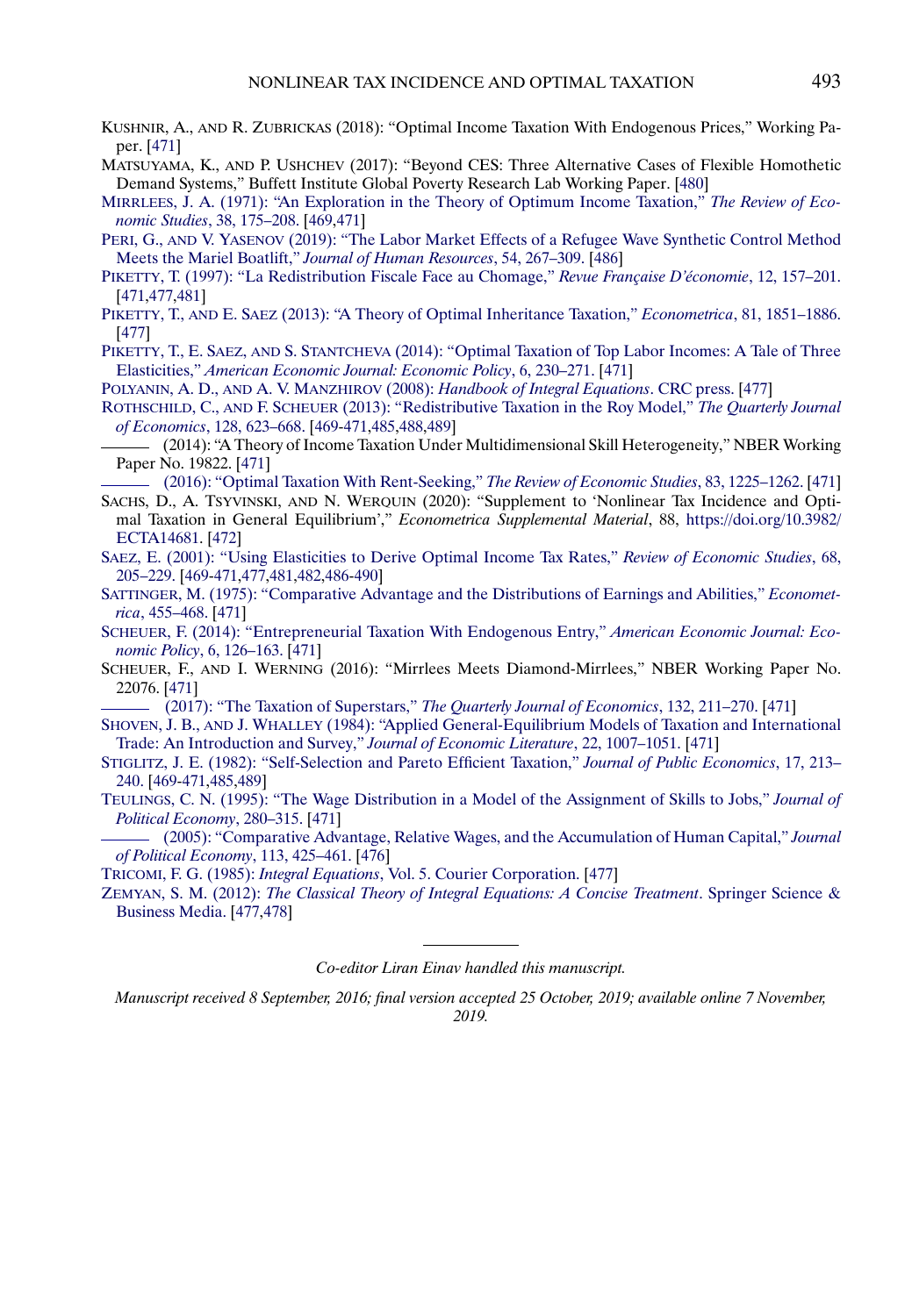KUSHNIR, A., AND R. ZUBRICKAS (2018): "Optimal Income Taxation With Endogenous Prices," Working Paper. [471]

MATSUYAMA, K., AND P. USHCHEV (2017): "Beyond CES: Three Alternative Cases of Flexible Homothetic Demand Systems," Buffett Institute Global Poverty Research Lab Working Paper. [480]

MIRRLEES, J. A. (1971): "An Exploration in the Theory of Optimum Income Taxation," *The Review of Economic Studies*, 38, 175–208. [469,471]

PERI, G., AND V. YASENOV (2019): "The Labor Market Effects of a Refugee Wave Synthetic Control Method Meets the Mariel Boatlift," *Journal of Human Resources*, 54, 267–309. [486]

PIKETTY, T. (1997): "La Redistribution Fiscale Face au Chomage," *Revue Française D'économie*, 12, 157–201. [471,477,481]

PIKETTY, T., AND E. SAEZ (2013): "A Theory of Optimal Inheritance Taxation," *Econometrica*, 81, 1851–1886. [477]

PIKETTY, T., E. SAEZ, AND S. STANTCHEVA (2014): "Optimal Taxation of Top Labor Incomes: A Tale of Three Elasticities," *American Economic Journal: Economic Policy*, 6, 230–271. [471]

POLYANIN, A. D., AND A. V. MANZHIROV (2008): *Handbook of Integral Equations*. CRC press. [477]

ROTHSCHILD, C., AND F. SCHEUER (2013): "Redistributive Taxation in the Roy Model," *The Quarterly Journal of Economics*, 128, 623–668. [469-471,485,488,489]

——— (2014): "A Theory of Income Taxation Under Multidimensional Skill Heterogeneity," NBER Working Paper No. 19822. [471]

——— (2016): "Optimal Taxation With Rent-Seeking," *The Review of Economic Studies*, 83, 1225–1262. [471]

SACHS, D., A. TSYVINSKI, AND N. WERQUIN (2020): "Supplement to 'Nonlinear Tax Incidence and Optimal Taxation in General Equilibrium'," *Econometrica Supplemental Material*, 88, https://doi.org/10.3982/ECTA14681. [472]

SAEZ, E. (2001): "Using Elasticities to Derive Optimal Income Tax Rates," *Review of Economic Studies*, 68, 205–229. [469-471,477,481,482,486-490]

SATTINGER, M. (1975): "Comparative Advantage and the Distributions of Earnings and Abilities," *Econometrica*, 455–468. [471]

SCHEUER, F. (2014): "Entrepreneurial Taxation With Endogenous Entry," *American Economic Journal: Economic Policy*, 6, 126–163. [471]

SCHEUER, F., AND I. WERNING (2016): "Mirrlees Meets Diamond-Mirrlees," NBER Working Paper No. 22076. [471]

——— (2017): "The Taxation of Superstars," *The Quarterly Journal of Economics*, 132, 211–270. [471]

SHOVEN, J. B., AND J. WHALLEY (1984): "Applied General-Equilibrium Models of Taxation and International Trade: An Introduction and Survey," *Journal of Economic Literature*, 22, 1007–1051. [471]

STIGLITZ, J. E. (1982): "Self-Selection and Pareto Efficient Taxation," *Journal of Public Economics*, 17, 213–240. [469-471,485,489]

TEULINGS, C. N. (1995): "The Wage Distribution in a Model of the Assignment of Skills to Jobs," *Journal of Political Economy*, 280–315. [471]

——— (2005): "Comparative Advantage, Relative Wages, and the Accumulation of Human Capital," *Journal of Political Economy*, 113, 425–461. [476]

TRICOMI, F. G. (1985): *Integral Equations*, Vol. 5. Courier Corporation. [477]

ZEMYAN, S. M. (2012): *The Classical Theory of Integral Equations: A Concise Treatment*. Springer Science & Business Media. [477,478]

---

*Co-editor Liran Einav handled this manuscript.*

*Manuscript received 8 September, 2016; final version accepted 25 October, 2019; available online 7 November, 2019.*